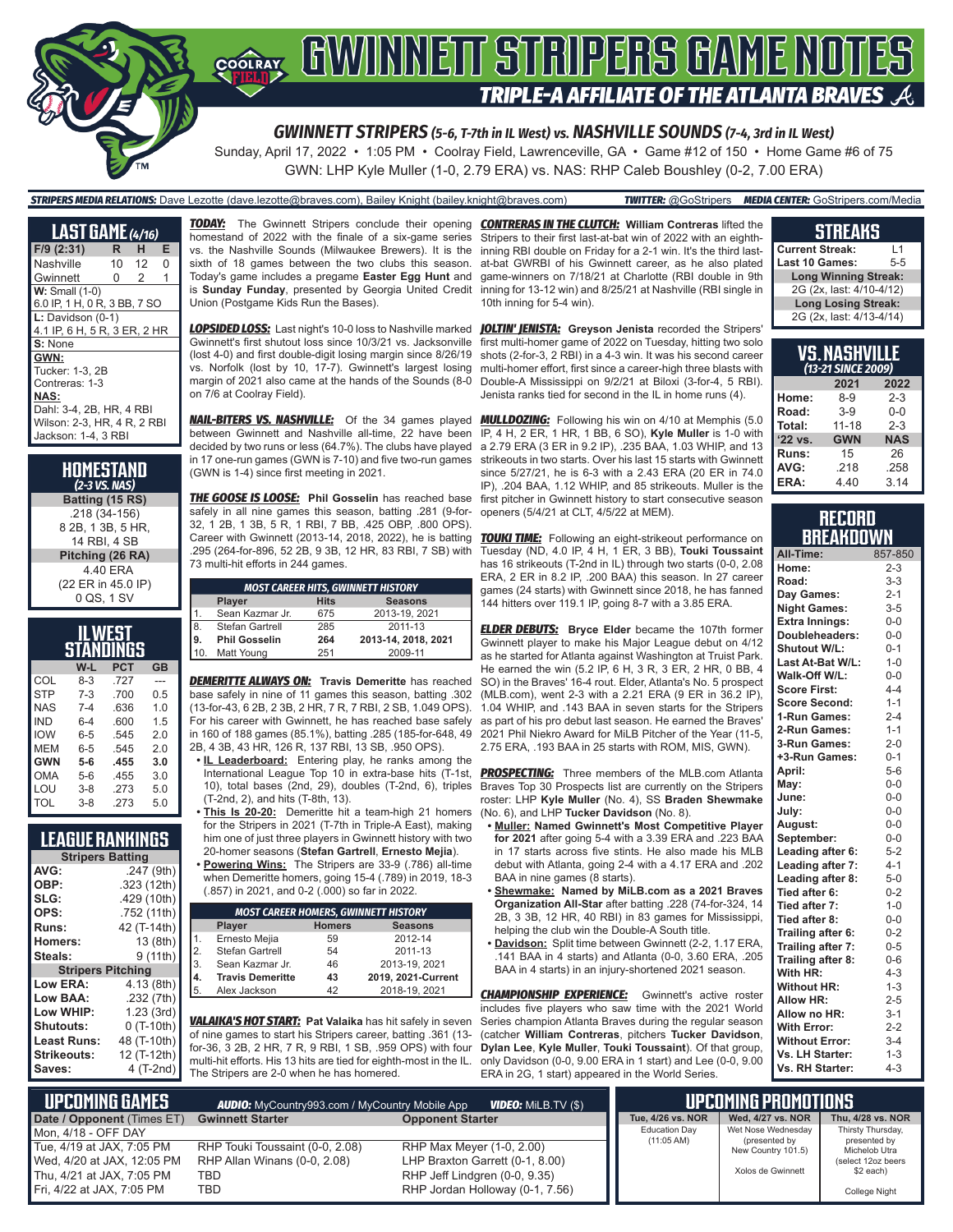# GWINNETT STRIPERS GAME NOTES

## TRIPLE-A AFFILIATE OF THE ATLANTA BRAVES

### GWINNETT STRIPERS (5-6, T-7th in IL West) vs. NASHVILLE SOUNDS (7-4, 3rd in IL West)

Sunday, April 17, 2022 • 1:05 PM • Coolray Field, Lawrenceville, GA • Game #12 of 150 • Home Game #6 of 75

GWN: LHP Kyle Muller (1-0, 2.79 ERA) vs. NAS: RHP Caleb Boushley (0-2, 7.00 ERA)

**STRIPERS MEDIA RELATIONS:** Dave Lezotte (dave.lezotte@braves.com), Bailey Knight (bailey.knight@braves.com) **TWITTER:** @GoStripers **MEDIA CENTER:** GoStripers.com/Media

## LAST GAME (4/16)

| F/9 (2:31) | R | H | E |
|---|---|---|---|
| Nashville | 10 | 12 | 0 |
| Gwinnett | 0 | 2 | 1 |

**W:** Small (1-0)
6.0 IP, 1 H, 0 R, 3 BB, 7 SO

**L:** Davidson (0-1)
4.1 IP, 6 H, 5 R, 3 ER, 2 HR

**S:** None

**GWN:**
Tucker: 1-3, 2B
Contreras: 1-3

**NAS:**
Dahl: 3-4, 2B, HR, 4 RBI
Wilson: 2-3, HR, 4 R, 2 RBI
Jackson: 1-4, 3 RBI

## HOMESTAND
*(2-3 VS. NAS)*

**Batting (15 RS)**
.218 (34-156)
8 2B, 1 3B, 5 HR,
14 RBI, 4 SB

**Pitching (26 RA)**
4.40 ERA
(22 ER in 45.0 IP)
0 QS, 1 SV

## IL WEST STANDINGS

| | W-L | PCT | GB |
|---|---|---|---|
| COL | 8-3 | .727 | --- |
| STP | 7-3 | .700 | 0.5 |
| NAS | 7-4 | .636 | 1.0 |
| IND | 6-4 | .600 | 1.5 |
| IOW | 6-5 | .545 | 2.0 |
| MEM | 6-5 | .545 | 2.0 |
| **GWN** | **5-6** | **.455** | **3.0** |
| OMA | 5-6 | .455 | 3.0 |
| LOU | 3-8 | .273 | 5.0 |
| TOL | 3-8 | .273 | 5.0 |

## LEAGUE RANKINGS

| Stripers Batting | |
|---|---|
| AVG: | .247 (9th) |
| OBP: | .323 (12th) |
| SLG: | .429 (10th) |
| OPS: | .752 (11th) |
| Runs: | 42 (T-14th) |
| Homers: | 13 (8th) |
| Steals: | 9 (11th) |
| **Stripers Pitching** | |
| Low ERA: | 4.13 (8th) |
| Low BAA: | .232 (7th) |
| Low WHIP: | 1.23 (3rd) |
| Shutouts: | 0 (T-10th) |
| Least Runs: | 48 (T-10th) |
| Strikeouts: | 12 (T-12th) |
| Saves: | 4 (T-2nd) |

***TODAY:*** The Gwinnett Stripers conclude their opening homestand of 2022 with the finale of a six-game series vs. the Nashville Sounds (Milwaukee Brewers). It is the sixth of 18 games between the two clubs this season. Today's game includes a pregame **Easter Egg Hunt** and is **Sunday Funday**, presented by Georgia United Credit Union (Postgame Kids Run the Bases).

***LOPSIDED LOSS:*** Last night's 10-0 loss to Nashville marked Gwinnett's first shutout loss since 10/3/21 vs. Jacksonville (lost 4-0) and first double-digit losing margin since 8/26/19 vs. Norfolk (lost by 10, 17-7). Gwinnett's largest losing margin of 2021 also came at the hands of the Sounds (8-0 on 7/6 at Coolray Field).

***NAIL-BITERS VS. NASHVILLE:*** Of the 34 games played between Gwinnett and Nashville all-time, 22 have been decided by two runs or less (64.7%). The clubs have played in 17 one-run games (GWN is 7-10) and five two-run games (GWN is 1-4) since first meeting in 2021.

***THE GOOSE IS LOOSE:*** **Phil Gosselin** has reached base safely in all nine games this season, batting .281 (9-for-32, 1 2B, 1 3B, 5 R, 1 RBI, 7 BB, .425 OBP, .800 OPS). Career with Gwinnett (2013-14, 2018, 2022), he is batting .295 (264-for-896, 52 2B, 9 3B, 12 HR, 83 RBI, 7 SB) with 73 multi-hit efforts in 244 games.

| MOST CAREER HITS, GWINNETT HISTORY | | | |
|---|---|---|---|
| | **Player** | **Hits** | **Seasons** |
| 1. | Sean Kazmar Jr. | 675 | 2013-19, 2021 |
| 8. | Stefan Gartrell | 285 | 2011-13 |
| **9.** | **Phil Gosselin** | **264** | **2013-14, 2018, 2021** |
| 10. | Matt Young | 251 | 2009-11 |

***DEMERITTE ALWAYS ON:*** **Travis Demeritte** has reached base safely in nine of 11 games this season, batting .302 (13-for-43, 6 2B, 2 3B, 2 HR, 7 R, 7 RBI, 2 SB, 1.049 OPS). For his career with Gwinnett, he has reached base safely in 160 of 188 games (85.1%), batting .285 (168-for-648, 49 2B, 4 3B, 43 HR, 126 R, 137 RBI, 13 SB, .950 OPS).

- **IL Leaderboard:** Entering play, he ranks among the International League Top 10 in extra-base hits (T-1st, 10), total bases (2nd, 29), doubles (T-2nd, 6), triples (T-2nd, 2), and hits (T-8th, 13).
- **This Is 20-20:** Demeritte hit a team-high 21 homers for the Stripers in 2021 (T-7th in Triple-A East), making him one of just three players in Gwinnett history with two 20-homer seasons (**Stefan Gartrell**, **Ernesto Mejia**).
- **Powering Wins:** The Stripers are 33-9 (.786) all-time when Demeritte homers, going 15-4 (.789) in 2019, 18-3 (.857) in 2021, and 0-2 (.000) so far in 2022.

| MOST CAREER HOMERS, GWINNETT HISTORY | | | |
|---|---|---|---|
| | **Player** | **Homers** | **Seasons** |
| 1. | Ernesto Mejia | 59 | 2012-14 |
| 2. | Stefan Gartrell | 54 | 2011-13 |
| 3. | Sean Kazmar Jr. | 46 | 2013-19, 2021 |
| **4.** | **Travis Demeritte** | **43** | **2019, 2021-Current** |
| 5. | Alex Jackson | 42 | 2018-19, 2021 |

***VALAIKA'S HOT START:*** **Pat Valaika** has hit safely in seven of nine games to start his Stripers career, batting .361 (13-for-36, 3 2B, 2 HR, 7 R, 9 RBI, 1 SB, .959 OPS) with four multi-hit efforts. His 13 hits are tied for eighth-most in the IL. The Stripers are 2-0 when he has homered.

***CONTRERAS IN THE CLUTCH:*** **William Contreras** lifted the Stripers to their first last-at-bat win of 2022 with an eighth-inning RBI double on Friday for a 2-1 win. It's the third last-at-bat GWRBI of his Gwinnett career, as he also plated game-winners on 7/18/21 at Charlotte (RBI double in 9th inning for 13-12 win) and 8/25/21 at Nashville (RBI single in 10th inning for 5-4 win).

***JOLTIN' JENISTA:*** **Greyson Jenista** recorded the Stripers' first multi-homer game of 2022 on Tuesday, hitting two solo shots (2-for-3, 2 RBI) in a 4-3 win. It was his second career multi-homer effort, first since a career-high three blasts with Double-A Mississippi on 9/2/21 at Biloxi (3-for-4, 5 RBI). Jenista ranks tied for second in the IL in home runs (4).

***MULLDOZING:*** Following his win on 4/10 at Memphis (5.0 IP, 4 H, 2 ER, 1 HR, 1 BB, 6 SO), **Kyle Muller** is 1-0 with a 2.79 ERA (3 ER in 9.2 IP), .235 BAA, 1.03 WHIP, and 13 strikeouts in two starts. Over his last 15 starts with Gwinnett since 5/27/21, he is 6-3 with a 2.43 ERA (20 ER in 74.0 IP), .204 BAA, 1.12 WHIP, and 85 strikeouts. Muller is the first pitcher in Gwinnett history to start consecutive season openers (5/4/21 at CLT, 4/5/22 at MEM).

***TOUKI TIME:*** Following an eight-strikeout performance on Tuesday (ND, 4.0 IP, 4 H, 1 ER, 3 BB), **Touki Toussaint** has 16 strikeouts (T-2nd in IL) through two starts (0-0, 2.08 ERA, 2 ER in 8.2 IP, .200 BAA) this season. In 27 career games (24 starts) with Gwinnett since 2018, he has fanned 144 hitters over 119.1 IP, going 8-7 with a 3.85 ERA.

***ELDER DEBUTS:*** **Bryce Elder** became the 107th former Gwinnett player to make his Major League debut on 4/12 as he started for Atlanta against Washington at Truist Park. He earned the win (5.2 IP, 6 H, 3 R, 3 ER, 2 HR, 0 BB, 4 SO) in the Braves' 16-4 rout. Elder, Atlanta's No. 5 prospect (MLB.com), went 2-3 with a 2.21 ERA (9 ER in 36.2 IP), 1.04 WHIP, and .143 BAA in seven starts for the Stripers as part of his pro debut last season. He earned the Braves' 2021 Phil Niekro Award for MiLB Pitcher of the Year (11-5, 2.75 ERA, .193 BAA in 25 starts with ROM, MIS, GWN).

***PROSPECTING:*** Three members of the MLB.com Atlanta Braves Top 30 Prospects list are currently on the Stripers roster: LHP **Kyle Muller** (No. 4), SS **Braden Shewmake** (No. 6), and LHP **Tucker Davidson** (No. 8).

- **Muller: Named Gwinnett's Most Competitive Player for 2021** after going 5-4 with a 3.39 ERA and .223 BAA in 17 starts across five stints. He also made his MLB debut with Atlanta, going 2-4 with a 4.17 ERA and .202 BAA in nine games (8 starts).
- **Shewmake: Named by MiLB.com as a 2021 Braves Organization All-Star** after batting .228 (74-for-324, 14 2B, 3 3B, 12 HR, 40 RBI) in 83 games for Mississippi, helping the club win the Double-A South title.
- **Davidson:** Split time between Gwinnett (2-2, 1.17 ERA, .141 BAA in 4 starts) and Atlanta (0-0, 3.60 ERA, .205 BAA in 4 starts) in an injury-shortened 2021 season.

***CHAMPIONSHIP EXPERIENCE:*** Gwinnett's active roster includes five players who saw time with the 2021 World Series champion Atlanta Braves during the regular season (catcher **William Contreras**, pitchers **Tucker Davidson**, **Dylan Lee**, **Kyle Muller**, **Touki Toussaint**). Of that group, only Davidson (0-0, 9.00 ERA in 1 start) and Lee (0-0, 9.00 ERA in 2G, 1 start) appeared in the World Series.

## STREAKS

| | |
|---|---|
| Current Streak: | L1 |
| Last 10 Games: | 5-5 |
| **Long Winning Streak:** | |
| 2G (2x, last: 4/10-4/12) | |
| **Long Losing Streak:** | |
| 2G (2x, last: 4/13-4/14) | |

## VS. NASHVILLE
*(13-21 SINCE 2009)*

| | 2021 | 2022 |
|---|---|---|
| Home: | 8-9 | 2-3 |
| Road: | 3-9 | 0-0 |
| Total: | 11-18 | 2-3 |
| '22 vs. | GWN | NAS |
| Runs: | 15 | 26 |
| AVG: | .218 | .258 |
| ERA: | 4.40 | 3.14 |

## RECORD BREAKDOWN

| | |
|---|---|
| All-Time: | 857-850 |
| Home: | 2-3 |
| Road: | 3-3 |
| Day Games: | 2-1 |
| Night Games: | 3-5 |
| Extra Innings: | 0-0 |
| Doubleheaders: | 0-0 |
| Shutout W/L: | 0-1 |
| Last At-Bat W/L: | 1-0 |
| Walk-Off W/L: | 0-0 |
| Score First: | 4-4 |
| Score Second: | 1-1 |
| 1-Run Games: | 2-4 |
| 2-Run Games: | 1-1 |
| 3-Run Games: | 2-0 |
| +3-Run Games: | 0-1 |
| April: | 5-6 |
| May: | 0-0 |
| June: | 0-0 |
| July: | 0-0 |
| August: | 0-0 |
| September: | 0-0 |
| Leading after 6: | 5-2 |
| Leading after 7: | 4-1 |
| Leading after 8: | 5-0 |
| Tied after 6: | 0-2 |
| Tied after 7: | 1-0 |
| Tied after 8: | 0-0 |
| Trailing after 6: | 0-2 |
| Trailing after 7: | 0-5 |
| Trailing after 8: | 0-6 |
| With HR: | 4-3 |
| Without HR: | 1-3 |
| Allow HR: | 2-5 |
| Allow no HR: | 3-1 |
| With Error: | 2-2 |
| Without Error: | 3-4 |
| Vs. LH Starter: | 1-3 |
| Vs. RH Starter: | 4-3 |

## UPCOMING GAMES

**AUDIO:** MyCountry993.com / MyCountry Mobile App **VIDEO:** MiLB.TV ($)

| Date / Opponent (Times ET) | Gwinnett Starter | Opponent Starter |
|---|---|---|
| Mon, 4/18 - OFF DAY | | |
| Tue, 4/19 at JAX, 7:05 PM | RHP Touki Toussaint (0-0, 2.08) | RHP Max Meyer (1-0, 2.00) |
| Wed, 4/20 at JAX, 12:05 PM | RHP Allan Winans (0-0, 2.08) | LHP Braxton Garrett (0-1, 8.00) |
| Thu, 4/21 at JAX, 7:05 PM | TBD | RHP Jeff Lindgren (0-0, 9.35) |
| Fri, 4/22 at JAX, 7:05 PM | TBD | RHP Jordan Holloway (0-1, 7.56) |

## UPCOMING PROMOTIONS

| Tue, 4/26 vs. NOR | Wed, 4/27 vs. NOR | Thu, 4/28 vs. NOR |
|---|---|---|
| Education Day (11:05 AM) | Wet Nose Wednesday (presented by New Country 101.5) Xolos de Gwinnett | Thirsty Thursday, presented by Michelob Ultra (select 12oz beers $2 each) College Night |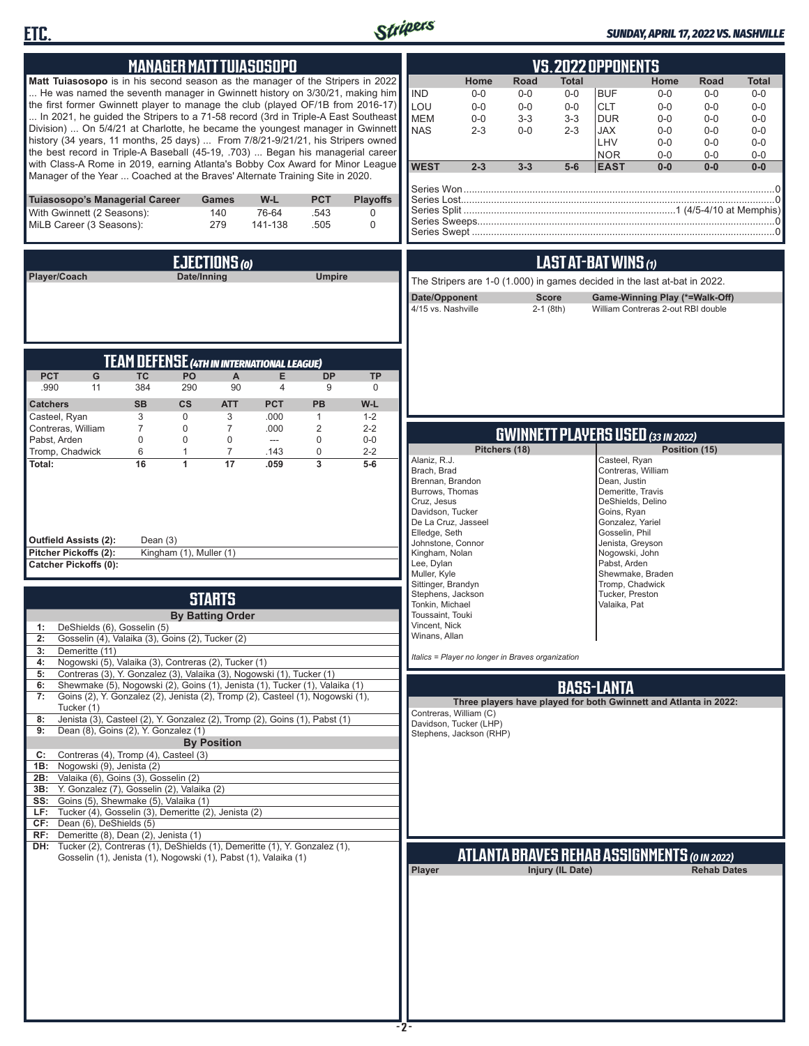# ETC.

## MANAGER MATT TUIASOSOPO

**Matt Tuiasosopo** is in his second season as the manager of the Stripers in 2022 ... He was named the seventh manager in Gwinnett history on 3/30/21, making him the first former Gwinnett player to manage the club (played OF/1B from 2016-17) ... In 2021, he guided the Stripers to a 71-58 record (3rd in Triple-A East Southeast Division) ... On 5/4/21 at Charlotte, he became the youngest manager in Gwinnett history (34 years, 11 months, 25 days) ... From 7/8/21-9/21/21, his Stripers owned the best record in Triple-A Baseball (45-19, .703) ... Began his managerial career with Class-A Rome in 2019, earning Atlanta's Bobby Cox Award for Minor League Manager of the Year ... Coached at the Braves' Alternate Training Site in 2020.

| Tuiasosopo's Managerial Career | Games | W-L | PCT | Playoffs |
|---|---|---|---|---|
| With Gwinnett (2 Seasons): | 140 | 76-64 | .543 | 0 |
| MiLB Career (3 Seasons): | 279 | 141-138 | .505 | 0 |

## EJECTIONS (0)

| Player/Coach | Date/Inning | Umpire |
|---|---|---|

## TEAM DEFENSE (4TH IN INTERNATIONAL LEAGUE)

| PCT | G | TC | PO | A | E | DP | TP |
|---|---|---|---|---|---|---|---|
| .990 | 11 | 384 | 290 | 90 | 4 | 9 | 0 |

| Catchers | SB | CS | ATT | PCT | PB | W-L |
|---|---|---|---|---|---|---|
| Casteel, Ryan | 3 | 0 | 3 | .000 | 1 | 1-2 |
| Contreras, William | 7 | 0 | 7 | .000 | 2 | 2-2 |
| Pabst, Arden | 0 | 0 | 0 | --- | 0 | 0-0 |
| Tromp, Chadwick | 6 | 1 | 7 | .143 | 0 | 2-2 |
| **Total:** | **16** | **1** | **17** | **.059** | **3** | **5-6** |

**Outfield Assists (2):** Dean (3)
**Pitcher Pickoffs (2):** Kingham (1), Muller (1)
**Catcher Pickoffs (0):**

## STARTS

**By Batting Order**

| | |
|---|---|
| 1: | DeShields (6), Gosselin (5) |
| 2: | Gosselin (4), Valaika (3), Goins (2), Tucker (2) |
| 3: | Demeritte (11) |
| 4: | Nogowski (5), Valaika (3), Contreras (2), Tucker (1) |
| 5: | Contreras (3), Y. Gonzalez (3), Valaika (3), Nogowski (1), Tucker (1) |
| 6: | Shewmake (5), Nogowski (2), Goins (1), Jenista (1), Tucker (1), Valaika (1) |
| 7: | Goins (2), Y. Gonzalez (2), Jenista (2), Tromp (2), Casteel (1), Nogowski (1), Tucker (1) |
| 8: | Jenista (3), Casteel (2), Y. Gonzalez (2), Tromp (2), Goins (1), Pabst (1) |
| 9: | Dean (8), Goins (2), Y. Gonzalez (1) |

**By Position**

| | |
|---|---|
| C: | Contreras (4), Tromp (4), Casteel (3) |
| 1B: | Nogowski (9), Jenista (2) |
| 2B: | Valaika (6), Goins (3), Gosselin (2) |
| 3B: | Y. Gonzalez (7), Gosselin (2), Valaika (2) |
| SS: | Goins (5), Shewmake (5), Valaika (1) |
| LF: | Tucker (4), Gosselin (3), Demeritte (2), Jenista (2) |
| CF: | Dean (6), DeShields (5) |
| RF: | Demeritte (8), Dean (2), Jenista (1) |
| DH: | Tucker (2), Contreras (1), DeShields (1), Demeritte (1), Y. Gonzalez (1), Gosselin (1), Jenista (1), Nogowski (1), Pabst (1), Valaika (1) |

## VS. 2022 OPPONENTS

| | Home | Road | Total | | Home | Road | Total |
|---|---|---|---|---|---|---|---|
| IND | 0-0 | 0-0 | 0-0 | BUF | 0-0 | 0-0 | 0-0 |
| LOU | 0-0 | 0-0 | 0-0 | CLT | 0-0 | 0-0 | 0-0 |
| MEM | 0-0 | 3-3 | 3-3 | DUR | 0-0 | 0-0 | 0-0 |
| NAS | 2-3 | 0-0 | 2-3 | JAX | 0-0 | 0-0 | 0-0 |
| | | | | LHV | 0-0 | 0-0 | 0-0 |
| | | | | NOR | 0-0 | 0-0 | 0-0 |
| **WEST** | **2-3** | **3-3** | **5-6** | **EAST** | **0-0** | **0-0** | **0-0** |

Series Won....0
Series Lost....0
Series Split....1 (4/5-4/10 at Memphis)
Series Sweeps....0
Series Swept....0

## LAST AT-BAT WINS (1)

The Stripers are 1-0 (1.000) in games decided in the last at-bat in 2022.

| Date/Opponent | Score | Game-Winning Play (*=Walk-Off) |
|---|---|---|
| 4/15 vs. Nashville | 2-1 (8th) | William Contreras 2-out RBI double |

## GWINNETT PLAYERS USED (33 IN 2022)

| Pitchers (18) | Position (15) |
|---|---|
| Alaniz, R.J. | Casteel, Ryan |
| Brach, Brad | Contreras, William |
| Brennan, Brandon | Dean, Justin |
| Burrows, Thomas | Demeritte, Travis |
| Cruz, Jesus | DeShields, Delino |
| Davidson, Tucker | Goins, Ryan |
| De La Cruz, Jasseel | Gonzalez, Yariel |
| Elledge, Seth | Gosselin, Phil |
| Johnstone, Connor | Jenista, Greyson |
| Kingham, Nolan | Nogowski, John |
| Lee, Dylan | Pabst, Arden |
| Muller, Kyle | Shewmake, Braden |
| Sittinger, Brandyn | Tromp, Chadwick |
| Stephens, Jackson | Tucker, Preston |
| Tonkin, Michael | Valaika, Pat |
| Toussaint, Touki | |
| Vincent, Nick | |
| Winans, Allan | |

*Italics = Player no longer in Braves organization*

## BASS-LANTA

**Three players have played for both Gwinnett and Atlanta in 2022:**

Contreras, William (C)
Davidson, Tucker (LHP)
Stephens, Jackson (RHP)

## ATLANTA BRAVES REHAB ASSIGNMENTS (0 IN 2022)

| Player | Injury (IL Date) | Rehab Dates |
|---|---|---|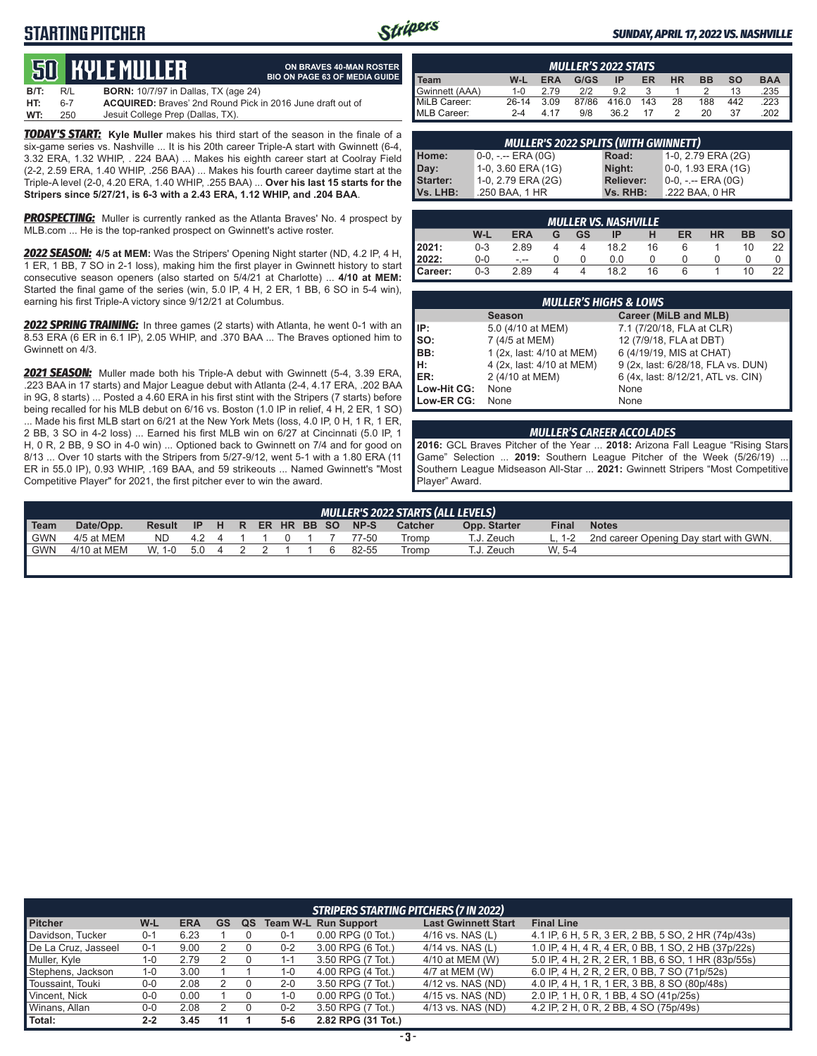## STARTING PITCHER

**SUNDAY, APRIL 17, 2022 VS. NASHVILLE**

# 50 KYLE MULLER

**ON BRAVES 40-MAN ROSTER**
**BIO ON PAGE 63 OF MEDIA GUIDE**

| | | |
|---|---|---|
| **B/T:** | R/L | **BORN:** 10/7/97 in Dallas, TX (age 24) |
| **HT:** | 6-7 | **ACQUIRED:** Braves' 2nd Round Pick in 2016 June draft out of |
| **WT:** | 250 | Jesuit College Prep (Dallas, TX). |

***TODAY'S START:*** **Kyle Muller** makes his third start of the season in the finale of a six-game series vs. Nashville ... It is his 20th career Triple-A start with Gwinnett (6-4, 3.32 ERA, 1.32 WHIP, . 224 BAA) ... Makes his eighth career start at Coolray Field (2-2, 2.59 ERA, 1.40 WHIP, .256 BAA) ... Makes his fourth career daytime start at the Triple-A level (2-0, 4.20 ERA, 1.40 WHIP, .255 BAA) ... **Over his last 15 starts for the Stripers since 5/27/21, is 6-3 with a 2.43 ERA, 1.12 WHIP, and .204 BAA**.

***PROSPECTING:*** Muller is currently ranked as the Atlanta Braves' No. 4 prospect by MLB.com ... He is the top-ranked prospect on Gwinnett's active roster.

***2022 SEASON:*** **4/5 at MEM:** Was the Stripers' Opening Night starter (ND, 4.2 IP, 4 H, 1 ER, 1 BB, 7 SO in 2-1 loss), making him the first player in Gwinnett history to start consecutive season openers (also started on 5/4/21 at Charlotte) ... **4/10 at MEM:** Started the final game of the series (win, 5.0 IP, 4 H, 2 ER, 1 BB, 6 SO in 5-4 win), earning his first Triple-A victory since 9/12/21 at Columbus.

***2022 SPRING TRAINING:*** In three games (2 starts) with Atlanta, he went 0-1 with an 8.53 ERA (6 ER in 6.1 IP), 2.05 WHIP, and .370 BAA ... The Braves optioned him to Gwinnett on 4/3.

***2021 SEASON:*** Muller made both his Triple-A debut with Gwinnett (5-4, 3.39 ERA, .223 BAA in 17 starts) and Major League debut with Atlanta (2-4, 4.17 ERA, .202 BAA in 9G, 8 starts) ... Posted a 4.60 ERA in his first stint with the Stripers (7 starts) before being recalled for his MLB debut on 6/16 vs. Boston (1.0 IP in relief, 4 H, 2 ER, 1 SO) ... Made his first MLB start on 6/21 at the New York Mets (loss, 4.0 IP, 0 H, 1 R, 1 ER, 2 BB, 3 SO in 4-2 loss) ... Earned his first MLB win on 6/27 at Cincinnati (5.0 IP, 1 H, 0 R, 2 BB, 9 SO in 4-0 win) ... Optioned back to Gwinnett on 7/4 and for good on 8/13 ... Over 10 starts with the Stripers from 5/27-9/12, went 5-1 with a 1.80 ERA (11 ER in 55.0 IP), 0.93 WHIP, .169 BAA, and 59 strikeouts ... Named Gwinnett's "Most Competitive Player" for 2021, the first pitcher ever to win the award.

### MULLER'S 2022 STATS

| Team | W-L | ERA | G/GS | IP | ER | HR | BB | SO | BAA |
|---|---|---|---|---|---|---|---|---|---|
| Gwinnett (AAA) | 1-0 | 2.79 | 2/2 | 9.2 | 3 | 1 | 2 | 13 | .235 |
| MiLB Career: | 26-14 | 3.09 | 87/86 | 416.0 | 143 | 28 | 188 | 442 | .223 |
| MLB Career: | 2-4 | 4.17 | 9/8 | 36.2 | 17 | 2 | 20 | 37 | .202 |

### MULLER'S 2022 SPLITS (WITH GWINNETT)

| | | | |
|---|---|---|---|
| **Home:** | 0-0, -.-- ERA (0G) | **Road:** | 1-0, 2.79 ERA (2G) |
| **Day:** | 1-0, 3.60 ERA (1G) | **Night:** | 0-0, 1.93 ERA (1G) |
| **Starter:** | 1-0, 2.79 ERA (2G) | **Reliever:** | 0-0, -.-- ERA (0G) |
| **Vs. LHB:** | .250 BAA, 1 HR | **Vs. RHB:** | .222 BAA, 0 HR |

### MULLER VS. NASHVILLE

| | W-L | ERA | G | GS | IP | H | ER | HR | BB | SO |
|---|---|---|---|---|---|---|---|---|---|---|
| **2021:** | 0-3 | 2.89 | 4 | 4 | 18.2 | 16 | 6 | 1 | 10 | 22 |
| **2022:** | 0-0 | -.-- | 0 | 0 | 0.0 | 0 | 0 | 0 | 0 | 0 |
| **Career:** | 0-3 | 2.89 | 4 | 4 | 18.2 | 16 | 6 | 1 | 10 | 22 |

### MULLER'S HIGHS & LOWS

| | Season | Career (MiLB and MLB) |
|---|---|---|
| **IP:** | 5.0 (4/10 at MEM) | 7.1 (7/20/18, FLA at CLR) |
| **SO:** | 7 (4/5 at MEM) | 12 (7/9/18, FLA at DBT) |
| **BB:** | 1 (2x, last: 4/10 at MEM) | 6 (4/19/19, MIS at CHAT) |
| **H:** | 4 (2x, last: 4/10 at MEM) | 9 (2x, last: 6/28/18, FLA vs. DUN) |
| **ER:** | 2 (4/10 at MEM) | 6 (4x, last: 8/12/21, ATL vs. CIN) |
| **Low-Hit CG:** | None | None |
| **Low-ER CG:** | None | None |

### MULLER'S CAREER ACCOLADES

**2016:** GCL Braves Pitcher of the Year ... **2018:** Arizona Fall League "Rising Stars Game" Selection ... **2019:** Southern League Pitcher of the Week (5/26/19) ... Southern League Midseason All-Star ... **2021:** Gwinnett Stripers "Most Competitive Player" Award.

### MULLER'S 2022 STARTS (ALL LEVELS)

| Team | Date/Opp. | Result | IP | H | R | ER | HR | BB | SO | NP-S | Catcher | Opp. Starter | Final | Notes |
|---|---|---|---|---|---|---|---|---|---|---|---|---|---|---|
| GWN | 4/5 at MEM | ND | 4.2 | 4 | 1 | 1 | 0 | 1 | 7 | 77-50 | Tromp | T.J. Zeuch | L, 1-2 | 2nd career Opening Day start with GWN. |
| GWN | 4/10 at MEM | W, 1-0 | 5.0 | 4 | 2 | 2 | 1 | 1 | 6 | 82-55 | Tromp | T.J. Zeuch | W, 5-4 | |

### STRIPERS STARTING PITCHERS (7 IN 2022)

| Pitcher | W-L | ERA | GS | QS | Team W-L | Run Support | Last Gwinnett Start | Final Line |
|---|---|---|---|---|---|---|---|---|
| Davidson, Tucker | 0-1 | 6.23 | 1 | 0 | 0-1 | 0.00 RPG (0 Tot.) | 4/16 vs. NAS (L) | 4.1 IP, 6 H, 5 R, 3 ER, 2 BB, 5 SO, 2 HR (74p/43s) |
| De La Cruz, Jasseel | 0-1 | 9.00 | 2 | 0 | 0-2 | 3.00 RPG (6 Tot.) | 4/14 vs. NAS (L) | 1.0 IP, 4 H, 4 R, 4 ER, 0 BB, 1 SO, 2 HB (37p/22s) |
| Muller, Kyle | 1-0 | 2.79 | 2 | 0 | 1-1 | 3.50 RPG (7 Tot.) | 4/10 at MEM (W) | 5.0 IP, 4 H, 2 R, 2 ER, 1 BB, 6 SO, 1 HR (83p/55s) |
| Stephens, Jackson | 1-0 | 3.00 | 1 | 1 | 1-0 | 4.00 RPG (4 Tot.) | 4/7 at MEM (W) | 6.0 IP, 4 H, 2 R, 2 ER, 0 BB, 7 SO (71p/52s) |
| Toussaint, Touki | 0-0 | 2.08 | 2 | 0 | 2-0 | 3.50 RPG (7 Tot.) | 4/12 vs. NAS (ND) | 4.0 IP, 4 H, 1 R, 1 ER, 3 BB, 8 SO (80p/48s) |
| Vincent, Nick | 0-0 | 0.00 | 1 | 0 | 1-0 | 0.00 RPG (0 Tot.) | 4/15 vs. NAS (ND) | 2.0 IP, 1 H, 0 R, 1 BB, 4 SO (41p/25s) |
| Winans, Allan | 0-0 | 2.08 | 2 | 0 | 0-2 | 3.50 RPG (7 Tot.) | 4/13 vs. NAS (ND) | 4.2 IP, 2 H, 0 R, 2 BB, 4 SO (75p/49s) |
| **Total:** | **2-2** | **3.45** | **11** | **1** | **5-6** | **2.82 RPG (31 Tot.)** | | |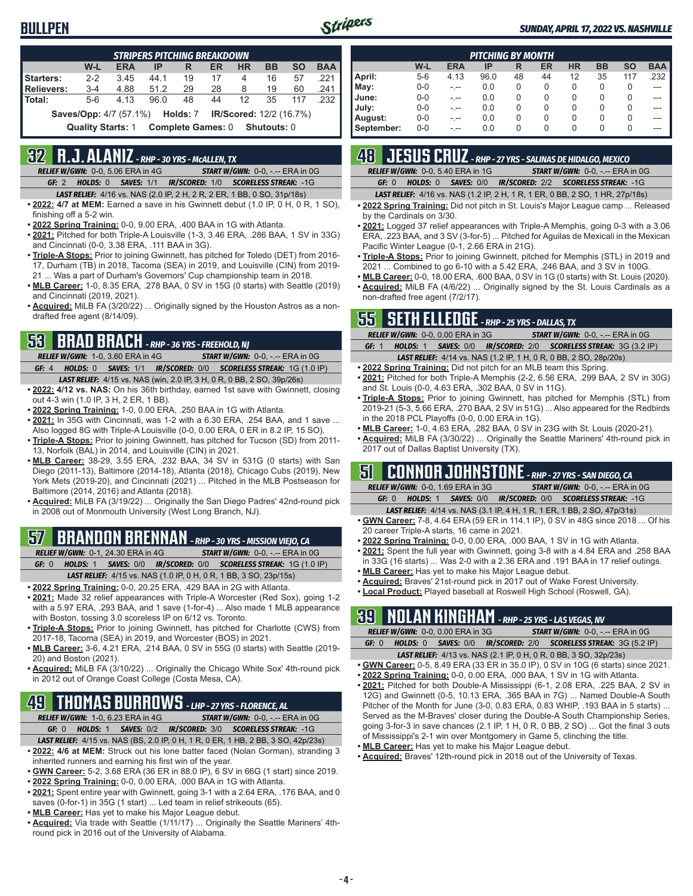## BULLPEN

**SUNDAY, APRIL 17, 2022 VS. NASHVILLE**

| STRIPERS PITCHING BREAKDOWN | W-L | ERA | IP | R | ER | HR | BB | SO | BAA |
|---|---|---|---|---|---|---|---|---|---|
| Starters: | 2-2 | 3.45 | 44.1 | 19 | 17 | 4 | 16 | 57 | .221 |
| Relievers: | 3-4 | 4.88 | 51.2 | 29 | 28 | 8 | 19 | 60 | .241 |
| Total: | 5-6 | 4.13 | 96.0 | 48 | 44 | 12 | 35 | 117 | .232 |

**Saves/Opp:** 4/7 (57.1%) **Holds:** 7 **IR/Scored:** 12/2 (16.7%)

**Quality Starts:** 1 **Complete Games:** 0 **Shutouts:** 0

| PITCHING BY MONTH | W-L | ERA | IP | R | ER | HR | BB | SO | BAA |
|---|---|---|---|---|---|---|---|---|---|
| April: | 5-6 | 4.13 | 96.0 | 48 | 44 | 12 | 35 | 117 | .232 |
| May: | 0-0 | -.-- | 0.0 | 0 | 0 | 0 | 0 | 0 | --- |
| June: | 0-0 | -.-- | 0.0 | 0 | 0 | 0 | 0 | 0 | --- |
| July: | 0-0 | -.-- | 0.0 | 0 | 0 | 0 | 0 | 0 | --- |
| August: | 0-0 | -.-- | 0.0 | 0 | 0 | 0 | 0 | 0 | --- |
| September: | 0-0 | -.-- | 0.0 | 0 | 0 | 0 | 0 | 0 | --- |

### 32 R.J. ALANIZ - RHP - 30 YRS - McALLEN, TX

*RELIEF W/GWN:* 0-0, 5.06 ERA in 4G *START W/GWN:* 0-0, -.-- ERA in 0G
*GF:* 2 *HOLDS:* 0 *SAVES:* 1/1 *IR/SCORED:* 1/0 *SCORELESS STREAK:* -1G
*LAST RELIEF:* 4/16 vs. NAS (2.0 IP, 2 H, 2 R, 2 ER, 1 BB, 0 SO, 31p/18s)

- **2022: 4/7 at MEM:** Earned a save in his Gwinnett debut (1.0 IP, 0 H, 0 R, 1 SO), finishing off a 5-2 win.
- **2022 Spring Training:** 0-0, 9.00 ERA, .400 BAA in 1G with Atlanta.
- **2021:** Pitched for both Triple-A Louisville (1-3, 3.46 ERA, .286 BAA, 1 SV in 33G) and Cincinnati (0-0, 3.38 ERA, .111 BAA in 3G).
- **Triple-A Stops:** Prior to joining Gwinnett, has pitched for Toledo (DET) from 2016-17, Durham (TB) in 2018, Tacoma (SEA) in 2019, and Louisville (CIN) from 2019-21 ... Was a part of Durham's Governors' Cup championship team in 2018.
- **MLB Career:** 1-0, 8.35 ERA, .278 BAA, 0 SV in 15G (0 starts) with Seattle (2019) and Cincinnati (2019, 2021).
- **Acquired:** MiLB FA (3/20/22) ... Originally signed by the Houston Astros as a non-drafted free agent (8/14/09).

### 53 BRAD BRACH - RHP - 36 YRS - FREEHOLD, NJ

*RELIEF W/GWN:* 1-0, 3.60 ERA in 4G *START W/GWN:* 0-0, -.-- ERA in 0G
*GF:* 4 *HOLDS:* 0 *SAVES:* 1/1 *IR/SCORED:* 0/0 *SCORELESS STREAK:* 1G (1.0 IP)
*LAST RELIEF:* 4/15 vs. NAS (win, 2.0 IP, 3 H, 0 R, 0 BB, 2 SO, 39p/26s)

- **2022: 4/12 vs. NAS:** On his 36th birthday, earned 1st save with Gwinnett, closing out 4-3 win (1.0 IP, 3 H, 2 ER, 1 BB).
- **2022 Spring Training:** 1-0, 0.00 ERA, .250 BAA in 1G with Atlanta.
- **2021:** In 35G with Cincinnati, was 1-2 with a 6.30 ERA, .254 BAA, and 1 save ... Also logged 8G with Triple-A Louisville (0-0, 0.00 ERA, 0 ER in 8.2 IP, 15 SO).
- **Triple-A Stops:** Prior to joining Gwinnett, has pitched for Tucson (SD) from 2011-13, Norfolk (BAL) in 2014, and Louisville (CIN) in 2021.
- **MLB Career:** 38-29, 3.55 ERA, .232 BAA, 34 SV in 531G (0 starts) with San Diego (2011-13), Baltimore (2014-18), Atlanta (2018), Chicago Cubs (2019), New York Mets (2019-20), and Cincinnati (2021) ... Pitched in the MLB Postseason for Baltimore (2014, 2016) and Atlanta (2018).
- **Acquired:** MiLB FA (3/19/22) ... Originally the San Diego Padres' 42nd-round pick in 2008 out of Monmouth University (West Long Branch, NJ).

### 57 BRANDON BRENNAN - RHP - 30 YRS - MISSION VIEJO, CA

*RELIEF W/GWN:* 0-1, 24.30 ERA in 4G *START W/GWN:* 0-0, -.-- ERA in 0G
*GF:* 0 *HOLDS:* 1 *SAVES:* 0/0 *IR/SCORED:* 0/0 *SCORELESS STREAK:* 1G (1.0 IP)
*LAST RELIEF:* 4/15 vs. NAS (1.0 IP, 0 H, 0 R, 1 BB, 3 SO, 23p/15s)

- **2022 Spring Training:** 0-0, 20.25 ERA, .429 BAA in 2G with Atlanta.
- **2021:** Made 32 relief appearances with Triple-A Worcester (Red Sox), going 1-2 with a 5.97 ERA, .293 BAA, and 1 save (1-for-4) ... Also made 1 MLB appearance with Boston, tossing 3.0 scoreless IP on 6/12 vs. Toronto.
- **Triple-A Stops:** Prior to joining Gwinnett, has pitched for Charlotte (CWS) from 2017-18, Tacoma (SEA) in 2019, and Worcester (BOS) in 2021.
- **MLB Career:** 3-6, 4.21 ERA, .214 BAA, 0 SV in 55G (0 starts) with Seattle (2019-20) and Boston (2021).
- **Acquired:** MiLB FA (3/10/22) ... Originally the Chicago White Sox' 4th-round pick in 2012 out of Orange Coast College (Costa Mesa, CA).

### 49 THOMAS BURROWS - LHP - 27 YRS - FLORENCE, AL

*RELIEF W/GWN:* 1-0, 6.23 ERA in 4G *START W/GWN:* 0-0, -.-- ERA in 0G
*GF:* 0 *HOLDS:* 1 *SAVES:* 0/2 *IR/SCORED:* 3/0 *SCORELESS STREAK:* -1G
*LAST RELIEF:* 4/15 vs. NAS (BS, 2.0 IP, 0 H, 1 R, 0 ER, 1 HB, 2 BB, 3 SO, 42p/23s)

- **2022: 4/6 at MEM:** Struck out his lone batter faced (Nolan Gorman), stranding 3 inherited runners and earning his first win of the year.
- **GWN Career:** 5-2, 3.68 ERA (36 ER in 88.0 IP), 6 SV in 66G (1 start) since 2019.
- **2022 Spring Training:** 0-0, 0.00 ERA, .000 BAA in 1G with Atlanta.
- **2021:** Spent entire year with Gwinnett, going 3-1 with a 2.64 ERA, .176 BAA, and 0 saves (0-for-1) in 35G (1 start) ... Led team in relief strikeouts (65).
- **MLB Career:** Has yet to make his Major League debut.
- **Acquired:** Via trade with Seattle (1/11/17) ... Originally the Seattle Mariners' 4th-round pick in 2016 out of the University of Alabama.

### 48 JESUS CRUZ - RHP - 27 YRS - SALINAS DE HIDALGO, MEXICO

*RELIEF W/GWN:* 0-0, 5.40 ERA in 1G *START W/GWN:* 0-0, -.-- ERA in 0G
*GF:* 0 *HOLDS:* 0 *SAVES:* 0/0 *IR/SCORED:* 2/2 *SCORELESS STREAK:* -1G
*LAST RELIEF:* 4/16 vs. NAS (1.2 IP, 2 H, 1 R, 1 ER, 0 BB, 2 SO, 1 HR, 27p/18s)

- **2022 Spring Training:** Did not pitch in St. Louis's Major League camp ... Released by the Cardinals on 3/30.
- **2021:** Logged 37 relief appearances with Triple-A Memphis, going 0-3 with a 3.06 ERA, .223 BAA, and 3 SV (3-for-5) ... Pitched for Aguilas de Mexicali in the Mexican Pacific Winter League (0-1, 2.66 ERA in 21G).
- **Triple-A Stops:** Prior to joining Gwinnett, pitched for Memphis (STL) in 2019 and 2021 ... Combined to go 6-10 with a 5.42 ERA, .246 BAA, and 3 SV in 100G.
- **MLB Career:** 0-0, 18.00 ERA, .600 BAA, 0 SV in 1G (0 starts) with St. Louis (2020).
- **Acquired:** MiLB FA (4/6/22) ... Originally signed by the St. Louis Cardinals as a non-drafted free agent (7/2/17).

### 55 SETH ELLEDGE - RHP - 25 YRS - DALLAS, TX

*RELIEF W/GWN:* 0-0, 0.00 ERA in 3G *START W/GWN:* 0-0, -.-- ERA in 0G
*GF:* 1 *HOLDS:* 1 *SAVES:* 0/0 *IR/SCORED:* 2/0 *SCORELESS STREAK:* 3G (3.2 IP)
*LAST RELIEF:* 4/14 vs. NAS (1.2 IP, 1 H, 0 R, 0 BB, 2 SO, 28p/20s)

- **2022 Spring Training:** Did not pitch for an MLB team this Spring.
- **2021:** Pitched for both Triple-A Memphis (2-2, 6.56 ERA, .299 BAA, 2 SV in 30G) and St. Louis (0-0, 4.63 ERA, .302 BAA, 0 SV in 11G).
- **Triple-A Stops:** Prior to joining Gwinnett, has pitched for Memphis (STL) from 2019-21 (5-3, 5.66 ERA, .270 BAA, 2 SV in 51G) ... Also appeared for the Redbirds in the 2018 PCL Playoffs (0-0, 0.00 ERA in 1G).
- **MLB Career:** 1-0, 4.63 ERA, .282 BAA, 0 SV in 23G with St. Louis (2020-21).
- **Acquired:** MiLB FA (3/30/22) ... Originally the Seattle Mariners' 4th-round pick in 2017 out of Dallas Baptist University (TX).

### 51 CONNOR JOHNSTONE - RHP - 27 YRS - SAN DIEGO, CA

*RELIEF W/GWN:* 0-0, 1.69 ERA in 3G *START W/GWN:* 0-0, -.-- ERA in 0G
*GF:* 0 *HOLDS:* 1 *SAVES:* 0/0 *IR/SCORED:* 0/0 *SCORELESS STREAK:* -1G
*LAST RELIEF:* 4/14 vs. NAS (3.1 IP, 4 H, 1 R, 1 ER, 1 BB, 2 SO, 47p/31s)

- **GWN Career:** 7-8, 4.64 ERA (59 ER in 114.1 IP), 0 SV in 48G since 2018 ... Of his 20 career Triple-A starts, 16 came in 2021.
- **2022 Spring Training:** 0-0, 0.00 ERA, .000 BAA, 1 SV in 1G with Atlanta.
- **2021:** Spent the full year with Gwinnett, going 3-8 with a 4.84 ERA and .258 BAA in 33G (16 starts) ... Was 2-0 with a 2.36 ERA and .191 BAA in 17 relief outings.
- **MLB Career:** Has yet to make his Major League debut.
- **Acquired:** Braves' 21st-round pick in 2017 out of Wake Forest University.
- **Local Product:** Played baseball at Roswell High School (Roswell, GA).

### 39 NOLAN KINGHAM - RHP - 25 YRS - LAS VEGAS, NV

*RELIEF W/GWN:* 0-0, 0.00 ERA in 3G *START W/GWN:* 0-0, -.-- ERA in 0G
*GF:* 0 *HOLDS:* 0 *SAVES:* 0/0 *IR/SCORED:* 2/0 *SCORELESS STREAK:* 3G (5.2 IP)
*LAST RELIEF:* 4/13 vs. NAS (2.1 IP, 0 H, 0 R, 0 BB, 3 SO, 32p/23s)

- **GWN Career:** 0-5, 8.49 ERA (33 ER in 35.0 IP), 0 SV in 10G (6 starts) since 2021.
- **2022 Spring Training:** 0-0, 0.00 ERA, .000 BAA, 1 SV in 1G with Atlanta.
- **2021:** Pitched for both Double-A Mississippi (6-1, 2.08 ERA, .225 BAA, 2 SV in 12G) and Gwinnett (0-5, 10.13 ERA, .365 BAA in 7G) ... Named Double-A South Pitcher of the Month for June (3-0, 0.83 ERA, 0.83 WHIP, .193 BAA in 5 starts) ... Served as the M-Braves' closer during the Double-A South Championship Series, going 3-for-3 in save chances (2.1 IP, 1 H, 0 R, 0 BB, 2 SO) ... Got the final 3 outs of Mississippi's 2-1 win over Montgomery in Game 5, clinching the title.
- **MLB Career:** Has yet to make his Major League debut.
- **Acquired:** Braves' 12th-round pick in 2018 out of the University of Texas.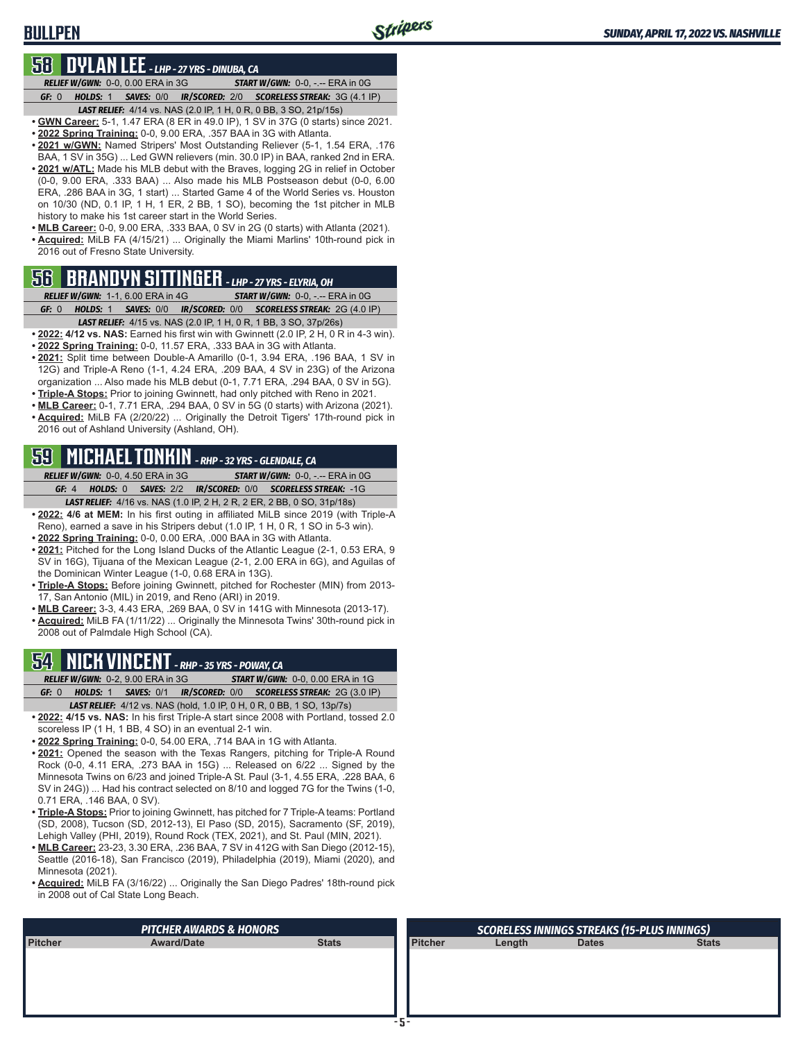# BULLPEN

*SUNDAY, APRIL 17, 2022 VS. NASHVILLE*

## 58 DYLAN LEE - *LHP - 27 YRS - DINUBA, CA*

***RELIEF W/GWN:*** 0-0, 0.00 ERA in 3G ***START W/GWN:*** 0-0, -.-- ERA in 0G

***GF:*** 0 ***HOLDS:*** 1 ***SAVES:*** 0/0 ***IR/SCORED:*** 2/0 ***SCORELESS STREAK:*** 3G (4.1 IP)

***LAST RELIEF:*** 4/14 vs. NAS (2.0 IP, 1 H, 0 R, 0 BB, 3 SO, 21p/15s)

- **GWN Career:** 5-1, 1.47 ERA (8 ER in 49.0 IP), 1 SV in 37G (0 starts) since 2021.
- **2022 Spring Training:** 0-0, 9.00 ERA, .357 BAA in 3G with Atlanta.
- **2021 w/GWN:** Named Stripers' Most Outstanding Reliever (5-1, 1.54 ERA, .176 BAA, 1 SV in 35G) ... Led GWN relievers (min. 30.0 IP) in BAA, ranked 2nd in ERA.
- **2021 w/ATL:** Made his MLB debut with the Braves, logging 2G in relief in October (0-0, 9.00 ERA, .333 BAA) ... Also made his MLB Postseason debut (0-0, 6.00 ERA, .286 BAA in 3G, 1 start) ... Started Game 4 of the World Series vs. Houston on 10/30 (ND, 0.1 IP, 1 H, 1 ER, 2 BB, 1 SO), becoming the 1st pitcher in MLB history to make his 1st career start in the World Series.
- **MLB Career:** 0-0, 9.00 ERA, .333 BAA, 0 SV in 2G (0 starts) with Atlanta (2021).
- **Acquired:** MiLB FA (4/15/21) ... Originally the Miami Marlins' 10th-round pick in 2016 out of Fresno State University.

## 56 BRANDYN SITTINGER - *LHP - 27 YRS - ELYRIA, OH*

***RELIEF W/GWN:*** 1-1, 6.00 ERA in 4G ***START W/GWN:*** 0-0, -.-- ERA in 0G

***GF:*** 0 ***HOLDS:*** 1 ***SAVES:*** 0/0 ***IR/SCORED:*** 0/0 ***SCORELESS STREAK:*** 2G (4.0 IP)

***LAST RELIEF:*** 4/15 vs. NAS (2.0 IP, 1 H, 0 R, 1 BB, 3 SO, 37p/26s)

- **2022: 4/12 vs. NAS:** Earned his first win with Gwinnett (2.0 IP, 2 H, 0 R in 4-3 win).
- **2022 Spring Training:** 0-0, 11.57 ERA, .333 BAA in 3G with Atlanta.
- **2021:** Split time between Double-A Amarillo (0-1, 3.94 ERA, .196 BAA, 1 SV in 12G) and Triple-A Reno (1-1, 4.24 ERA, .209 BAA, 4 SV in 23G) of the Arizona organization ... Also made his MLB debut (0-1, 7.71 ERA, .294 BAA, 0 SV in 5G).
- **Triple-A Stops:** Prior to joining Gwinnett, had only pitched with Reno in 2021.
- **MLB Career:** 0-1, 7.71 ERA, .294 BAA, 0 SV in 5G (0 starts) with Arizona (2021).
- **Acquired:** MiLB FA (2/20/22) ... Originally the Detroit Tigers' 17th-round pick in 2016 out of Ashland University (Ashland, OH).

## 59 MICHAEL TONKIN - *RHP - 32 YRS - GLENDALE, CA*

***RELIEF W/GWN:*** 0-0, 4.50 ERA in 3G ***START W/GWN:*** 0-0, -.-- ERA in 0G

***GF:*** 4 ***HOLDS:*** 0 ***SAVES:*** 2/2 ***IR/SCORED:*** 0/0 ***SCORELESS STREAK:*** -1G

***LAST RELIEF:*** 4/16 vs. NAS (1.0 IP, 2 H, 2 R, 2 ER, 2 BB, 0 SO, 31p/18s)

- **2022: 4/6 at MEM:** In his first outing in affiliated MiLB since 2019 (with Triple-A Reno), earned a save in his Stripers debut (1.0 IP, 1 H, 0 R, 1 SO in 5-3 win).
- **2022 Spring Training:** 0-0, 0.00 ERA, .000 BAA in 3G with Atlanta.
- **2021:** Pitched for the Long Island Ducks of the Atlantic League (2-1, 0.53 ERA, 9 SV in 16G), Tijuana of the Mexican League (2-1, 2.00 ERA in 6G), and Aguilas of the Dominican Winter League (1-0, 0.68 ERA in 13G).
- **Triple-A Stops:** Before joining Gwinnett, pitched for Rochester (MIN) from 2013-17, San Antonio (MIL) in 2019, and Reno (ARI) in 2019.
- **MLB Career:** 3-3, 4.43 ERA, .269 BAA, 0 SV in 141G with Minnesota (2013-17).
- **Acquired:** MiLB FA (1/11/22) ... Originally the Minnesota Twins' 30th-round pick in 2008 out of Palmdale High School (CA).

## 54 NICK VINCENT - *RHP - 35 YRS - POWAY, CA*

***RELIEF W/GWN:*** 0-2, 9.00 ERA in 3G ***START W/GWN:*** 0-0, 0.00 ERA in 1G

***GF:*** 0 ***HOLDS:*** 1 ***SAVES:*** 0/1 ***IR/SCORED:*** 0/0 ***SCORELESS STREAK:*** 2G (3.0 IP)

***LAST RELIEF:*** 4/12 vs. NAS (hold, 1.0 IP, 0 H, 0 R, 0 BB, 1 SO, 13p/7s)

- **2022: 4/15 vs. NAS:** In his first Triple-A start since 2008 with Portland, tossed 2.0 scoreless IP (1 H, 1 BB, 4 SO) in an eventual 2-1 win.
- **2022 Spring Training:** 0-0, 54.00 ERA, .714 BAA in 1G with Atlanta.
- **2021:** Opened the season with the Texas Rangers, pitching for Triple-A Round Rock (0-0, 4.11 ERA, .273 BAA in 15G) ... Released on 6/22 ... Signed by the Minnesota Twins on 6/23 and joined Triple-A St. Paul (3-1, 4.55 ERA, .228 BAA, 6 SV in 24G)) ... Had his contract selected on 8/10 and logged 7G for the Twins (1-0, 0.71 ERA, .146 BAA, 0 SV).
- **Triple-A Stops:** Prior to joining Gwinnett, has pitched for 7 Triple-A teams: Portland (SD, 2008), Tucson (SD, 2012-13), El Paso (SD, 2015), Sacramento (SF, 2019), Lehigh Valley (PHI, 2019), Round Rock (TEX, 2021), and St. Paul (MIN, 2021).
- **MLB Career:** 23-23, 3.30 ERA, .236 BAA, 7 SV in 412G with San Diego (2012-15), Seattle (2016-18), San Francisco (2019), Philadelphia (2019), Miami (2020), and Minnesota (2021).
- **Acquired:** MiLB FA (3/16/22) ... Originally the San Diego Padres' 18th-round pick in 2008 out of Cal State Long Beach.

### PITCHER AWARDS & HONORS

| Pitcher | Award/Date | Stats |
|---|---|---|

### SCORELESS INNINGS STREAKS (15-PLUS INNINGS)

| Pitcher | Length | Dates | Stats |
|---|---|---|---|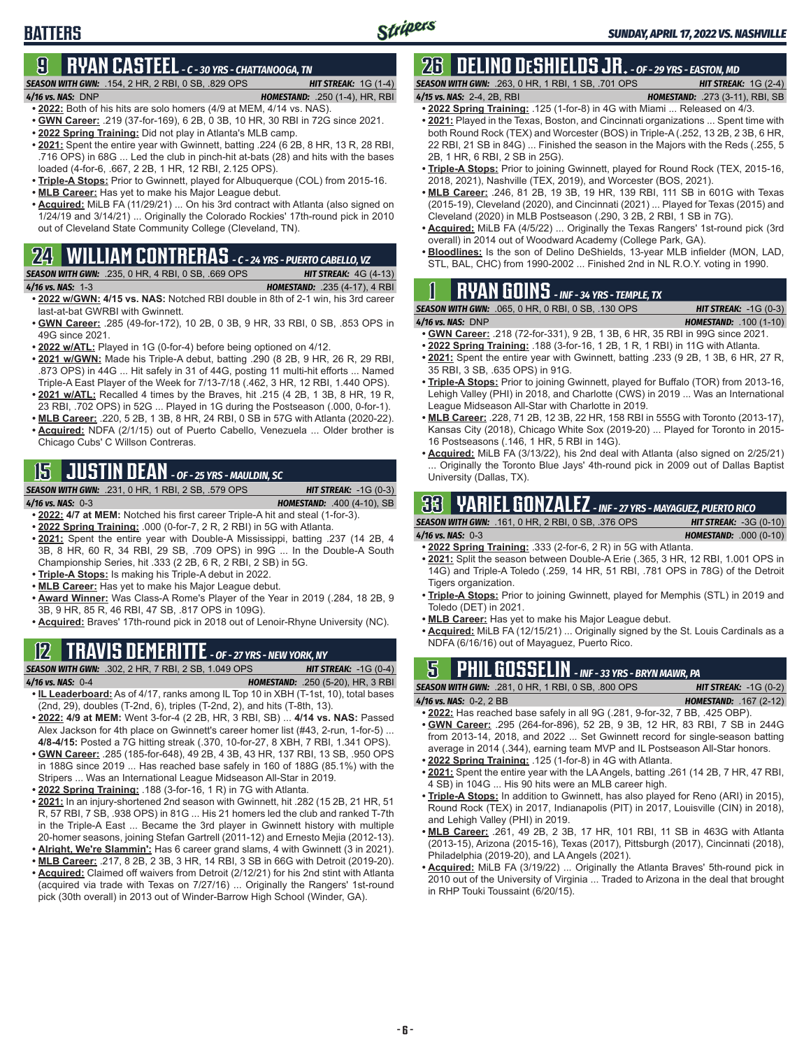## BATTERS

*SUNDAY, APRIL 17, 2022 VS. NASHVILLE*

### 9 RYAN CASTEEL - *C - 30 YRS - CHATTANOOGA, TN*

**SEASON WITH GWN:** .154, 2 HR, 2 RBI, 0 SB, .829 OPS — **HIT STREAK:** 1G (1-4)
**4/16 vs. NAS:** DNP — **HOMESTAND:** .250 (1-4), HR, RBI

- **2022:** Both of his hits are solo homers (4/9 at MEM, 4/14 vs. NAS).
- **GWN Career:** .219 (37-for-169), 6 2B, 0 3B, 10 HR, 30 RBI in 72G since 2021.
- **2022 Spring Training:** Did not play in Atlanta's MLB camp.
- **2021:** Spent the entire year with Gwinnett, batting .224 (6 2B, 8 HR, 13 R, 28 RBI, .716 OPS) in 68G ... Led the club in pinch-hit at-bats (28) and hits with the bases loaded (4-for-6, .667, 2 2B, 1 HR, 12 RBI, 2.125 OPS).
- **Triple-A Stops:** Prior to Gwinnett, played for Albuquerque (COL) from 2015-16.
- **MLB Career:** Has yet to make his Major League debut.
- **Acquired:** MiLB FA (11/29/21) ... On his 3rd contract with Atlanta (also signed on 1/24/19 and 3/14/21) ... Originally the Colorado Rockies' 17th-round pick in 2010 out of Cleveland State Community College (Cleveland, TN).

### 24 WILLIAM CONTRERAS - *C - 24 YRS - PUERTO CABELLO, VZ*

**SEASON WITH GWN:** .235, 0 HR, 4 RBI, 0 SB, .669 OPS — **HIT STREAK:** 4G (4-13)
**4/16 vs. NAS:** 1-3 — **HOMESTAND:** .235 (4-17), 4 RBI

- **2022 w/GWN: 4/15 vs. NAS:** Notched RBI double in 8th of 2-1 win, his 3rd career last-at-bat GWRBI with Gwinnett.
- **GWN Career:** .285 (49-for-172), 10 2B, 0 3B, 9 HR, 33 RBI, 0 SB, .853 OPS in 49G since 2021.
- **2022 w/ATL:** Played in 1G (0-for-4) before being optioned on 4/12.
- **2021 w/GWN:** Made his Triple-A debut, batting .290 (8 2B, 9 HR, 26 R, 29 RBI, .873 OPS) in 44G ... Hit safely in 31 of 44G, posting 11 multi-hit efforts ... Named Triple-A East Player of the Week for 7/13-7/18 (.462, 3 HR, 12 RBI, 1.440 OPS).
- **2021 w/ATL:** Recalled 4 times by the Braves, hit .215 (4 2B, 1 3B, 8 HR, 19 R, 23 RBI, .702 OPS) in 52G ... Played in 1G during the Postseason (.000, 0-for-1).
- **MLB Career:** .220, 5 2B, 1 3B, 8 HR, 24 RBI, 0 SB in 57G with Atlanta (2020-22).
- **Acquired:** NDFA (2/1/15) out of Puerto Cabello, Venezuela ... Older brother is Chicago Cubs' C Willson Contreras.

### 15 JUSTIN DEAN - *OF - 25 YRS - MAULDIN, SC*

**SEASON WITH GWN:** .231, 0 HR, 1 RBI, 2 SB, .579 OPS — **HIT STREAK:** -1G (0-3)
**4/16 vs. NAS:** 0-3 — **HOMESTAND:** .400 (4-10), SB

- **2022: 4/7 at MEM:** Notched his first career Triple-A hit and steal (1-for-3).
- **2022 Spring Training:** .000 (0-for-7, 2 R, 2 RBI) in 5G with Atlanta.
- **2021:** Spent the entire year with Double-A Mississippi, batting .237 (14 2B, 4 3B, 8 HR, 60 R, 34 RBI, 29 SB, .709 OPS) in 99G ... In the Double-A South Championship Series, hit .333 (2 2B, 6 R, 2 RBI, 2 SB) in 5G.
- **Triple-A Stops:** Is making his Triple-A debut in 2022.
- **MLB Career:** Has yet to make his Major League debut.
- **Award Winner:** Was Class-A Rome's Player of the Year in 2019 (.284, 18 2B, 9 3B, 9 HR, 85 R, 46 RBI, 47 SB, .817 OPS in 109G).
- **Acquired:** Braves' 17th-round pick in 2018 out of Lenoir-Rhyne University (NC).

### 12 TRAVIS DEMERITTE - *OF - 27 YRS - NEW YORK, NY*

**SEASON WITH GWN:** .302, 2 HR, 7 RBI, 2 SB, 1.049 OPS — **HIT STREAK:** -1G (0-4)
**4/16 vs. NAS:** 0-4 — **HOMESTAND:** .250 (5-20), HR, 3 RBI

- **IL Leaderboard:** As of 4/17, ranks among IL Top 10 in XBH (T-1st, 10), total bases (2nd, 29), doubles (T-2nd, 6), triples (T-2nd, 2), and hits (T-8th, 13).
- **2022: 4/9 at MEM:** Went 3-for-4 (2 2B, HR, 3 RBI, SB) ... **4/14 vs. NAS:** Passed Alex Jackson for 4th place on Gwinnett's career homer list (#43, 2-run, 1-for-5) ... **4/8-4/15:** Posted a 7G hitting streak (.370, 10-for-27, 8 XBH, 7 RBI, 1.341 OPS).
- **GWN Career:** .285 (185-for-648), 49 2B, 4 3B, 43 HR, 137 RBI, 13 SB, .950 OPS in 188G since 2019 ... Has reached base safely in 160 of 188G (85.1%) with the Stripers ... Was an International League Midseason All-Star in 2019.
- **2022 Spring Training:** .188 (3-for-16, 1 R) in 7G with Atlanta.
- **2021:** In an injury-shortened 2nd season with Gwinnett, hit .282 (15 2B, 21 HR, 51 R, 57 RBI, 7 SB, .938 OPS) in 81G ... His 21 homers led the club and ranked T-7th in the Triple-A East ... Became the 3rd player in Gwinnett history with multiple 20-homer seasons, joining Stefan Gartrell (2011-12) and Ernesto Mejia (2012-13).
- **Alright, We're Slammin':** Has 6 career grand slams, 4 with Gwinnett (3 in 2021).
- **MLB Career:** .217, 8 2B, 2 3B, 3 HR, 14 RBI, 3 SB in 66G with Detroit (2019-20).
- **Acquired:** Claimed off waivers from Detroit (2/12/21) for his 2nd stint with Atlanta (acquired via trade with Texas on 7/27/16) ... Originally the Rangers' 1st-round pick (30th overall) in 2013 out of Winder-Barrow High School (Winder, GA).

### 26 DELINO DESHIELDS JR. - *OF - 29 YRS - EASTON, MD*

**SEASON WITH GWN:** .263, 0 HR, 1 RBI, 1 SB, .701 OPS — **HIT STREAK:** 1G (2-4)
**4/15 vs. NAS:** 2-4, 2B, RBI — **HOMESTAND:** .273 (3-11), RBI, SB

- **2022 Spring Training:** .125 (1-for-8) in 4G with Miami ... Released on 4/3.
- **2021:** Played in the Texas, Boston, and Cincinnati organizations ... Spent time with both Round Rock (TEX) and Worcester (BOS) in Triple-A (.252, 13 2B, 2 3B, 6 HR, 22 RBI, 21 SB in 84G) ... Finished the season in the Majors with the Reds (.255, 5 2B, 1 HR, 6 RBI, 2 SB in 25G).
- **Triple-A Stops:** Prior to joining Gwinnett, played for Round Rock (TEX, 2015-16, 2018, 2021), Nashville (TEX, 2019), and Worcester (BOS, 2021).
- **MLB Career:** .246, 81 2B, 19 3B, 19 HR, 139 RBI, 111 SB in 601G with Texas (2015-19), Cleveland (2020), and Cincinnati (2021) ... Played for Texas (2015) and Cleveland (2020) in MLB Postseason (.290, 3 2B, 2 RBI, 1 SB in 7G).
- **Acquired:** MiLB FA (4/5/22) ... Originally the Texas Rangers' 1st-round pick (3rd overall) in 2014 out of Woodward Academy (College Park, GA).
- **Bloodlines:** Is the son of Delino DeShields, 13-year MLB infielder (MON, LAD, STL, BAL, CHC) from 1990-2002 ... Finished 2nd in NL R.O.Y. voting in 1990.

### 1 RYAN GOINS - *INF - 34 YRS - TEMPLE, TX*

**SEASON WITH GWN:** .065, 0 HR, 0 RBI, 0 SB, .130 OPS — **HIT STREAK:** -1G (0-3)
**4/16 vs. NAS:** DNP — **HOMESTAND:** .100 (1-10)

- **GWN Career:** .218 (72-for-331), 9 2B, 1 3B, 6 HR, 35 RBI in 99G since 2021.
- **2022 Spring Training:** .188 (3-for-16, 1 2B, 1 R, 1 RBI) in 11G with Atlanta.
- **2021:** Spent the entire year with Gwinnett, batting .233 (9 2B, 1 3B, 6 HR, 27 R, 35 RBI, 3 SB, .635 OPS) in 91G.
- **Triple-A Stops:** Prior to joining Gwinnett, played for Buffalo (TOR) from 2013-16, Lehigh Valley (PHI) in 2018, and Charlotte (CWS) in 2019 ... Was an International League Midseason All-Star with Charlotte in 2019.
- **MLB Career:** .228, 71 2B, 12 3B, 22 HR, 158 RBI in 555G with Toronto (2013-17), Kansas City (2018), Chicago White Sox (2019-20) ... Played for Toronto in 2015-16 Postseasons (.146, 1 HR, 5 RBI in 14G).
- **Acquired:** MiLB FA (3/13/22), his 2nd deal with Atlanta (also signed on 2/25/21) ... Originally the Toronto Blue Jays' 4th-round pick in 2009 out of Dallas Baptist University (Dallas, TX).

### 33 YARIEL GONZALEZ - *INF - 27 YRS - MAYAGUEZ, PUERTO RICO*

**SEASON WITH GWN:** .161, 0 HR, 2 RBI, 0 SB, .376 OPS — **HIT STREAK:** -3G (0-10)
**4/16 vs. NAS:** 0-3 — **HOMESTAND:** .000 (0-10)

- **2022 Spring Training:** .333 (2-for-6, 2 R) in 5G with Atlanta.
- **2021:** Split the season between Double-A Erie (.365, 3 HR, 12 RBI, 1.001 OPS in 14G) and Triple-A Toledo (.259, 14 HR, 51 RBI, .781 OPS in 78G) of the Detroit Tigers organization.
- **Triple-A Stops:** Prior to joining Gwinnett, played for Memphis (STL) in 2019 and Toledo (DET) in 2021.
- **MLB Career:** Has yet to make his Major League debut.
- **Acquired:** MiLB FA (12/15/21) ... Originally signed by the St. Louis Cardinals as a NDFA (6/16/16) out of Mayaguez, Puerto Rico.

### 5 PHIL GOSSELIN - *INF - 33 YRS - BRYN MAWR, PA*

**SEASON WITH GWN:** .281, 0 HR, 1 RBI, 0 SB, .800 OPS — **HIT STREAK:** -1G (0-2)
**4/16 vs. NAS:** 0-2, 2 BB — **HOMESTAND:** .167 (2-12)

- **2022:** Has reached base safely in all 9G (.281, 9-for-32, 7 BB, .425 OBP).
- **GWN Career:** .295 (264-for-896), 52 2B, 9 3B, 12 HR, 83 RBI, 7 SB in 244G from 2013-14, 2018, and 2022 ... Set Gwinnett record for single-season batting average in 2014 (.344), earning team MVP and IL Postseason All-Star honors.
- **2022 Spring Training:** .125 (1-for-8) in 4G with Atlanta.
- **2021:** Spent the entire year with the LA Angels, batting .261 (14 2B, 7 HR, 47 RBI, 4 SB) in 104G ... His 90 hits were an MLB career high.
- **Triple-A Stops:** In addition to Gwinnett, has also played for Reno (ARI) in 2015), Round Rock (TEX) in 2017, Indianapolis (PIT) in 2017, Louisville (CIN) in 2018), and Lehigh Valley (PHI) in 2019.
- **MLB Career:** .261, 49 2B, 2 3B, 17 HR, 101 RBI, 11 SB in 463G with Atlanta (2013-15), Arizona (2015-16), Texas (2017), Pittsburgh (2017), Cincinnati (2018), Philadelphia (2019-20), and LA Angels (2021).
- **Acquired:** MiLB FA (3/19/22) ... Originally the Atlanta Braves' 5th-round pick in 2010 out of the University of Virginia ... Traded to Arizona in the deal that brought in RHP Touki Toussaint (6/20/15).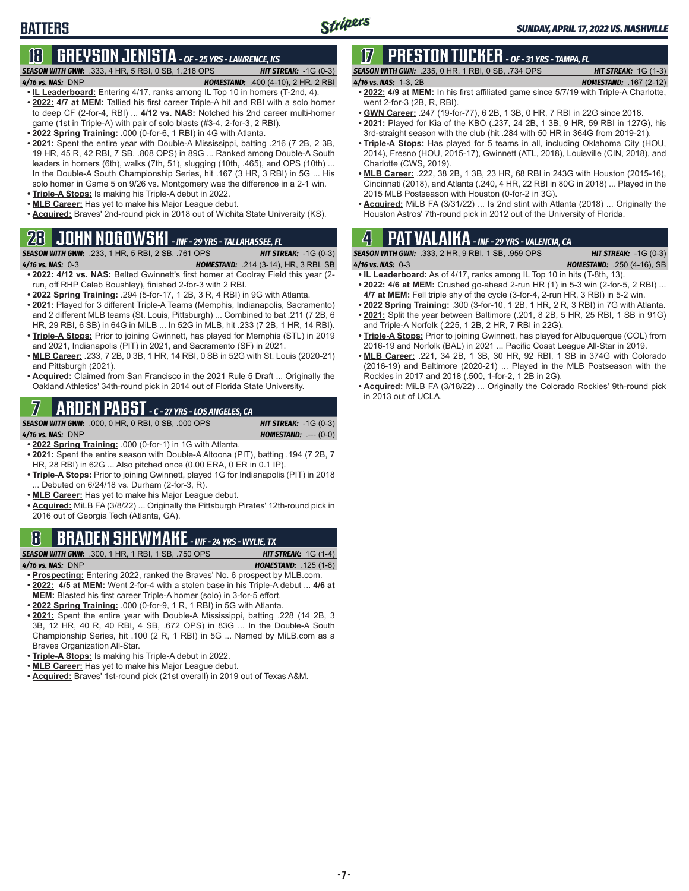## BATTERS

### 18 GREYSON JENISTA - OF - 25 YRS - LAWRENCE, KS

***SEASON WITH GWN:*** .333, 4 HR, 5 RBI, 0 SB, 1.218 OPS ***HIT STREAK:*** -1G (0-3)
***4/16 vs. NAS:*** DNP ***HOMESTAND:*** .400 (4-10), 2 HR, 2 RBI

- **IL Leaderboard:** Entering 4/17, ranks among IL Top 10 in homers (T-2nd, 4).
- **2022: 4/7 at MEM:** Tallied his first career Triple-A hit and RBI with a solo homer to deep CF (2-for-4, RBI) ... **4/12 vs. NAS:** Notched his 2nd career multi-homer game (1st in Triple-A) with pair of solo blasts (#3-4, 2-for-3, 2 RBI).
- **2022 Spring Training:** .000 (0-for-6, 1 RBI) in 4G with Atlanta.
- **2021:** Spent the entire year with Double-A Mississippi, batting .216 (7 2B, 2 3B, 19 HR, 45 R, 42 RBI, 7 SB, .808 OPS) in 89G ... Ranked among Double-A South leaders in homers (6th), walks (7th, 51), slugging (10th, .465), and OPS (10th) ... In the Double-A South Championship Series, hit .167 (3 HR, 3 RBI) in 5G ... His solo homer in Game 5 on 9/26 vs. Montgomery was the difference in a 2-1 win.
- **Triple-A Stops:** Is making his Triple-A debut in 2022.
- **MLB Career:** Has yet to make his Major League debut.
- **Acquired:** Braves' 2nd-round pick in 2018 out of Wichita State University (KS).

### 28 JOHN NOGOWSKI - INF - 29 YRS - TALLAHASSEE, FL

***SEASON WITH GWN:*** .233, 1 HR, 5 RBI, 2 SB, .761 OPS ***HIT STREAK:*** -1G (0-3)
***4/16 vs. NAS:*** 0-3 ***HOMESTAND:*** .214 (3-14), HR, 3 RBI, SB

- **2022: 4/12 vs. NAS:** Belted Gwinnett's first homer at Coolray Field this year (2-run, off RHP Caleb Boushley), finished 2-for-3 with 2 RBI.
- **2022 Spring Training:** .294 (5-for-17, 1 2B, 3 R, 4 RBI) in 9G with Atlanta.
- **2021:** Played for 3 different Triple-A Teams (Memphis, Indianapolis, Sacramento) and 2 different MLB teams (St. Louis, Pittsburgh) ... Combined to bat .211 (7 2B, 6 HR, 29 RBI, 6 SB) in 64G in MiLB ... In 52G in MLB, hit .233 (7 2B, 1 HR, 14 RBI).
- **Triple-A Stops:** Prior to joining Gwinnett, has played for Memphis (STL) in 2019 and 2021, Indianapolis (PIT) in 2021, and Sacramento (SF) in 2021.
- **MLB Career:** .233, 7 2B, 0 3B, 1 HR, 14 RBI, 0 SB in 52G with St. Louis (2020-21) and Pittsburgh (2021).
- **Acquired:** Claimed from San Francisco in the 2021 Rule 5 Draft ... Originally the Oakland Athletics' 34th-round pick in 2014 out of Florida State University.

### 7 ARDEN PABST - C - 27 YRS - LOS ANGELES, CA

***SEASON WITH GWN:*** .000, 0 HR, 0 RBI, 0 SB, .000 OPS ***HIT STREAK:*** -1G (0-3)
***4/16 vs. NAS:*** DNP ***HOMESTAND:*** .--- (0-0)

- **2022 Spring Training:** .000 (0-for-1) in 1G with Atlanta.
- **2021:** Spent the entire season with Double-A Altoona (PIT), batting .194 (7 2B, 7 HR, 28 RBI) in 62G ... Also pitched once (0.00 ERA, 0 ER in 0.1 IP).
- **Triple-A Stops:** Prior to joining Gwinnett, played 1G for Indianapolis (PIT) in 2018 ... Debuted on 6/24/18 vs. Durham (2-for-3, R).
- **MLB Career:** Has yet to make his Major League debut.
- **Acquired:** MiLB FA (3/8/22) ... Originally the Pittsburgh Pirates' 12th-round pick in 2016 out of Georgia Tech (Atlanta, GA).

### 8 BRADEN SHEWMAKE - INF - 24 YRS - WYLIE, TX

***SEASON WITH GWN:*** .300, 1 HR, 1 RBI, 1 SB, .750 OPS ***HIT STREAK:*** 1G (1-4)
***4/16 vs. NAS:*** DNP ***HOMESTAND:*** .125 (1-8)

- **Prospecting:** Entering 2022, ranked the Braves' No. 6 prospect by MLB.com.
- **2022: 4/5 at MEM:** Went 2-for-4 with a stolen base in his Triple-A debut ... **4/6 at MEM:** Blasted his first career Triple-A homer (solo) in 3-for-5 effort.
- **2022 Spring Training:** .000 (0-for-9, 1 R, 1 RBI) in 5G with Atlanta.
- **2021:** Spent the entire year with Double-A Mississippi, batting .228 (14 2B, 3 3B, 12 HR, 40 R, 40 RBI, 4 SB, .672 OPS) in 83G ... In the Double-A South Championship Series, hit .100 (2 R, 1 RBI) in 5G ... Named by MiLB.com as a Braves Organization All-Star.
- **Triple-A Stops:** Is making his Triple-A debut in 2022.
- **MLB Career:** Has yet to make his Major League debut.
- **Acquired:** Braves' 1st-round pick (21st overall) in 2019 out of Texas A&M.

### 17 PRESTON TUCKER - OF - 31 YRS - TAMPA, FL

***SEASON WITH GWN:*** .235, 0 HR, 1 RBI, 0 SB, .734 OPS ***HIT STREAK:*** 1G (1-3)
***4/16 vs. NAS:*** 1-3, 2B ***HOMESTAND:*** .167 (2-12)

- **2022: 4/9 at MEM:** In his first affiliated game since 5/7/19 with Triple-A Charlotte, went 2-for-3 (2B, R, RBI).
- **GWN Career:** .247 (19-for-77), 6 2B, 1 3B, 0 HR, 7 RBI in 22G since 2018.
- **2021:** Played for Kia of the KBO (.237, 24 2B, 1 3B, 9 HR, 59 RBI in 127G), his 3rd-straight season with the club (hit .284 with 50 HR in 364G from 2019-21).
- **Triple-A Stops:** Has played for 5 teams in all, including Oklahoma City (HOU, 2014), Fresno (HOU, 2015-17), Gwinnett (ATL, 2018), Louisville (CIN, 2018), and Charlotte (CWS, 2019).
- **MLB Career:** .222, 38 2B, 1 3B, 23 HR, 68 RBI in 243G with Houston (2015-16), Cincinnati (2018), and Atlanta (.240, 4 HR, 22 RBI in 80G in 2018) ... Played in the 2015 MLB Postseason with Houston (0-for-2 in 3G).
- **Acquired:** MiLB FA (3/31/22) ... Is 2nd stint with Atlanta (2018) ... Originally the Houston Astros' 7th-round pick in 2012 out of the University of Florida.

### 4 PAT VALAIKA - INF - 29 YRS - VALENCIA, CA

***SEASON WITH GWN:*** .333, 2 HR, 9 RBI, 1 SB, .959 OPS ***HIT STREAK:*** -1G (0-3)
***4/16 vs. NAS:*** 0-3 ***HOMESTAND:*** .250 (4-16), SB

- **IL Leaderboard:** As of 4/17, ranks among IL Top 10 in hits (T-8th, 13).
- **2022: 4/6 at MEM:** Crushed go-ahead 2-run HR (1) in 5-3 win (2-for-5, 2 RBI) ... **4/7 at MEM:** Fell triple shy of the cycle (3-for-4, 2-run HR, 3 RBI) in 5-2 win.
- **2022 Spring Training:** .300 (3-for-10, 1 2B, 1 HR, 2 R, 3 RBI) in 7G with Atlanta.
- **2021:** Split the year between Baltimore (.201, 8 2B, 5 HR, 25 RBI, 1 SB in 91G) and Triple-A Norfolk (.225, 1 2B, 2 HR, 7 RBI in 22G).
- **Triple-A Stops:** Prior to joining Gwinnett, has played for Albuquerque (COL) from 2016-19 and Norfolk (BAL) in 2021 ... Pacific Coast League All-Star in 2019.
- **MLB Career:** .221, 34 2B, 1 3B, 30 HR, 92 RBI, 1 SB in 374G with Colorado (2016-19) and Baltimore (2020-21) ... Played in the MLB Postseason with the Rockies in 2017 and 2018 (.500, 1-for-2, 1 2B in 2G).
- **Acquired:** MiLB FA (3/18/22) ... Originally the Colorado Rockies' 9th-round pick in 2013 out of UCLA.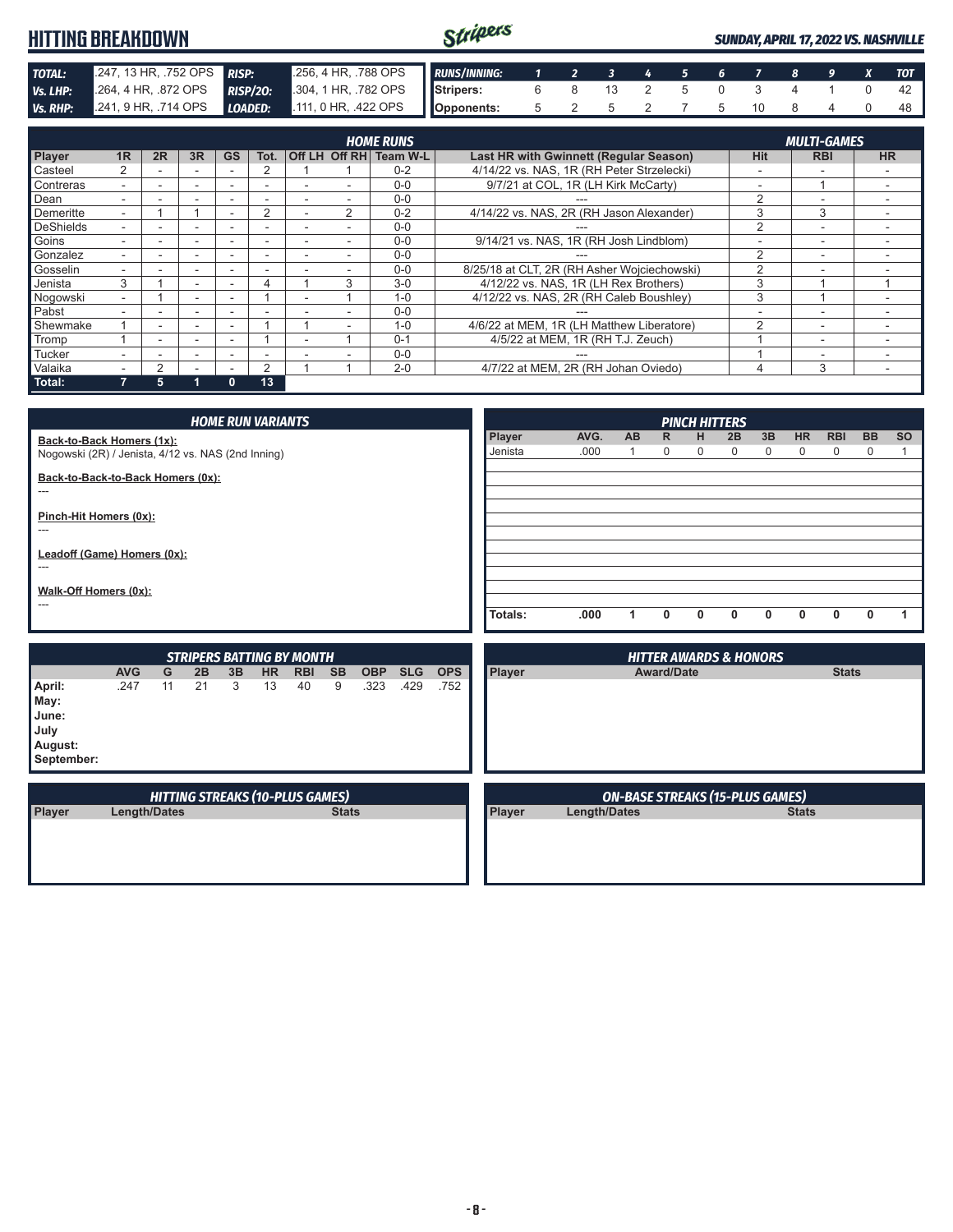# HITTING BREAKDOWN

***SUNDAY, APRIL 17, 2022 VS. NASHVILLE***

| | | | |
|---|---|---|---|
| ***TOTAL:*** | .247, 13 HR, .752 OPS | ***RISP:*** | .256, 4 HR, .788 OPS |
| ***Vs. LHP:*** | .264, 4 HR, .872 OPS | ***RISP/2O:*** | .304, 1 HR, .782 OPS |
| ***Vs. RHP:*** | .241, 9 HR, .714 OPS | ***LOADED:*** | .111, 0 HR, .422 OPS |

| RUNS/INNING: | 1 | 2 | 3 | 4 | 5 | 6 | 7 | 8 | 9 | X | TOT |
|---|---|---|---|---|---|---|---|---|---|---|---|
| Stripers: | 6 | 8 | 13 | 2 | 5 | 0 | 3 | 4 | 1 | 0 | 42 |
| Opponents: | 5 | 2 | 5 | 2 | 7 | 5 | 10 | 8 | 4 | 0 | 48 |

| | HOME RUNS | | | | | | | | | MULTI-GAMES | | |
|---|---|---|---|---|---|---|---|---|---|---|---|---|
| Player | 1R | 2R | 3R | GS | Tot. | Off LH | Off RH | Team W-L | Last HR with Gwinnett (Regular Season) | Hit | RBI | HR |
| Casteel | 2 | - | - | - | 2 | 1 | 1 | 0-2 | 4/14/22 vs. NAS, 1R (RH Peter Strzelecki) | - | - | - |
| Contreras | - | - | - | - | - | - | - | 0-0 | 9/7/21 at COL, 1R (LH Kirk McCarty) | - | 1 | - |
| Dean | - | - | - | - | - | - | - | 0-0 | --- | 2 | - | - |
| Demeritte | - | 1 | 1 | - | 2 | - | 2 | 0-2 | 4/14/22 vs. NAS, 2R (RH Jason Alexander) | 3 | 3 | - |
| DeShields | - | - | - | - | - | - | - | 0-0 | --- | 2 | - | - |
| Goins | - | - | - | - | - | - | - | 0-0 | 9/14/21 vs. NAS, 1R (RH Josh Lindblom) | - | - | - |
| Gonzalez | - | - | - | - | - | - | - | 0-0 | --- | 2 | - | - |
| Gosselin | - | - | - | - | - | - | - | 0-0 | 8/25/18 at CLT, 2R (RH Asher Wojciechowski) | 2 | - | - |
| Jenista | 3 | 1 | - | - | 4 | 1 | 3 | 3-0 | 4/12/22 vs. NAS, 1R (LH Rex Brothers) | 3 | 1 | 1 |
| Nogowski | - | 1 | - | - | 1 | - | 1 | 1-0 | 4/12/22 vs. NAS, 2R (RH Caleb Boushley) | 3 | 1 | - |
| Pabst | - | - | - | - | - | - | - | 0-0 | --- | - | - | - |
| Shewmake | 1 | - | - | - | 1 | 1 | - | 1-0 | 4/6/22 at MEM, 1R (LH Matthew Liberatore) | 2 | - | - |
| Tromp | 1 | - | - | - | 1 | - | 1 | 0-1 | 4/5/22 at MEM, 1R (RH T.J. Zeuch) | 1 | - | - |
| Tucker | - | - | - | - | - | - | - | 0-0 | --- | 1 | - | - |
| Valaika | - | 2 | - | - | 2 | 1 | 1 | 2-0 | 4/7/22 at MEM, 2R (RH Johan Oviedo) | 4 | 3 | - |
| Total: | 7 | 5 | 1 | 0 | 13 | | | | | | | |

## HOME RUN VARIANTS

**Back-to-Back Homers (1x):**
Nogowski (2R) / Jenista, 4/12 vs. NAS (2nd Inning)

**Back-to-Back-to-Back Homers (0x):**
---

**Pinch-Hit Homers (0x):**
---

**Leadoff (Game) Homers (0x):**
---

**Walk-Off Homers (0x):**
---

## PINCH HITTERS

| Player | AVG. | AB | R | H | 2B | 3B | HR | RBI | BB | SO |
|---|---|---|---|---|---|---|---|---|---|---|
| Jenista | .000 | 1 | 0 | 0 | 0 | 0 | 0 | 0 | 0 | 1 |
| Totals: | .000 | 1 | 0 | 0 | 0 | 0 | 0 | 0 | 0 | 1 |

## STRIPERS BATTING BY MONTH

| | AVG | G | 2B | 3B | HR | RBI | SB | OBP | SLG | OPS |
|---|---|---|---|---|---|---|---|---|---|---|
| April: | .247 | 11 | 21 | 3 | 13 | 40 | 9 | .323 | .429 | .752 |
| May: | | | | | | | | | | |
| June: | | | | | | | | | | |
| July | | | | | | | | | | |
| August: | | | | | | | | | | |
| September: | | | | | | | | | | |

## HITTER AWARDS & HONORS

| Player | Award/Date | Stats |
|---|---|---|

## HITTING STREAKS (10-PLUS GAMES)

| Player | Length/Dates | Stats |
|---|---|---|

## ON-BASE STREAKS (15-PLUS GAMES)

| Player | Length/Dates | Stats |
|---|---|---|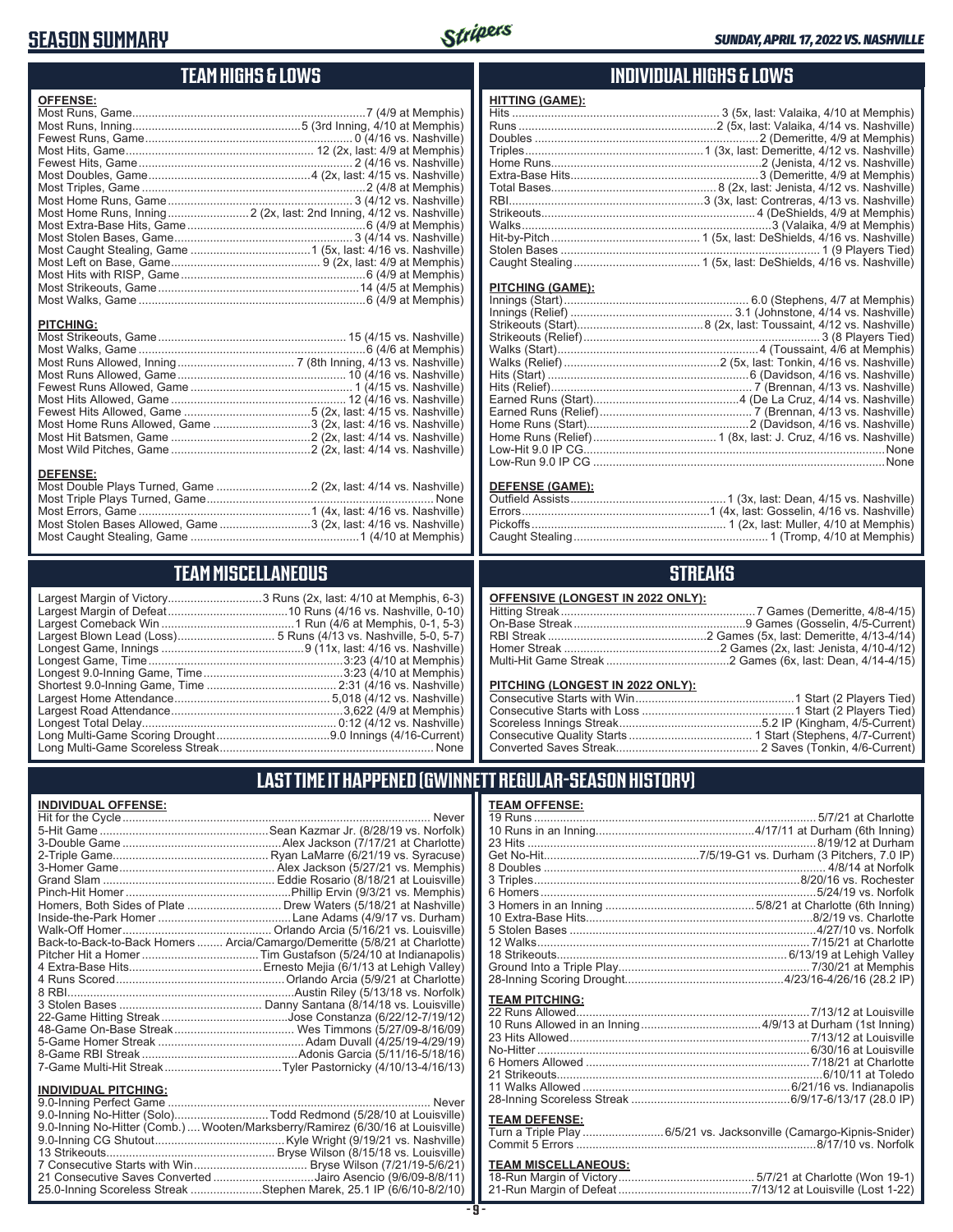# SEASON SUMMARY

## TEAM HIGHS & LOWS

### OFFENSE:

| | |
|---|---|
| Most Runs, Game | 7 (4/9 at Memphis) |
| Most Runs, Inning | 5 (3rd Inning, 4/10 at Memphis) |
| Fewest Runs, Game | 0 (4/16 vs. Nashville) |
| Most Hits, Game | 12 (2x, last: 4/9 at Memphis) |
| Fewest Hits, Game | 2 (4/16 vs. Nashville) |
| Most Doubles, Game | 4 (2x, last: 4/15 vs. Nashville) |
| Most Triples, Game | 2 (4/8 at Memphis) |
| Most Home Runs, Game | 3 (4/12 vs. Nashville) |
| Most Home Runs, Inning | 2 (2x, last: 2nd Inning, 4/12 vs. Nashville) |
| Most Extra-Base Hits, Game | 6 (4/9 at Memphis) |
| Most Stolen Bases, Game | 3 (4/14 vs. Nashville) |
| Most Caught Stealing, Game | 1 (5x, last: 4/16 vs. Nashville) |
| Most Left on Base, Game | 9 (2x, last: 4/9 at Memphis) |
| Most Hits with RISP, Game | 6 (4/9 at Memphis) |
| Most Strikeouts, Game | 14 (4/5 at Memphis) |
| Most Walks, Game | 6 (4/9 at Memphis) |

### PITCHING:

| | |
|---|---|
| Most Strikeouts, Game | 15 (4/15 vs. Nashville) |
| Most Walks, Game | 6 (4/6 at Memphis) |
| Most Runs Allowed, Inning | 7 (8th Inning, 4/13 vs. Nashville) |
| Most Runs Allowed, Game | 10 (4/16 vs. Nashville) |
| Fewest Runs Allowed, Game | 1 (4/15 vs. Nashville) |
| Most Hits Allowed, Game | 12 (4/16 vs. Nashville) |
| Fewest Hits Allowed, Game | 5 (2x, last: 4/15 vs. Nashville) |
| Most Home Runs Allowed, Game | 3 (2x, last: 4/16 vs. Nashville) |
| Most Hit Batsmen, Game | 2 (2x, last: 4/14 vs. Nashville) |
| Most Wild Pitches, Game | 2 (2x, last: 4/14 vs. Nashville) |

### DEFENSE:

| | |
|---|---|
| Most Double Plays Turned, Game | 2 (2x, last: 4/14 vs. Nashville) |
| Most Triple Plays Turned, Game | None |
| Most Errors, Game | 1 (4x, last: 4/16 vs. Nashville) |
| Most Stolen Bases Allowed, Game | 3 (2x, last: 4/16 vs. Nashville) |
| Most Caught Stealing, Game | 1 (4/10 at Memphis) |

## INDIVIDUAL HIGHS & LOWS

### HITTING (GAME):

| | |
|---|---|
| Hits | 3 (5x, last: Valaika, 4/10 at Memphis) |
| Runs | 2 (5x, last: Valaika, 4/14 vs. Nashville) |
| Doubles | 2 (Demeritte, 4/9 at Memphis) |
| Triples | 1 (3x, last: Demeritte, 4/12 vs. Nashville) |
| Home Runs | 2 (Jenista, 4/12 vs. Nashville) |
| Extra-Base Hits | 3 (Demeritte, 4/9 at Memphis) |
| Total Bases | 8 (2x, last: Jenista, 4/12 vs. Nashville) |
| RBI | 3 (3x, last: Contreras, 4/13 vs. Nashville) |
| Strikeouts | 4 (DeShields, 4/9 at Memphis) |
| Walks | 3 (Valaika, 4/9 at Memphis) |
| Hit-by-Pitch | 1 (5x, last: DeShields, 4/16 vs. Nashville) |
| Stolen Bases | 1 (9 Players Tied) |
| Caught Stealing | 1 (5x, last: DeShields, 4/16 vs. Nashville) |

### PITCHING (GAME):

| | |
|---|---|
| Innings (Start) | 6.0 (Stephens, 4/7 at Memphis) |
| Innings (Relief) | 3.1 (Johnstone, 4/14 vs. Nashville) |
| Strikeouts (Start) | 8 (2x, last: Toussaint, 4/12 vs. Nashville) |
| Strikeouts (Relief) | 3 (8 Players Tied) |
| Walks (Start) | 4 (Toussaint, 4/6 at Memphis) |
| Walks (Relief) | 2 (5x, last: Tonkin, 4/16 vs. Nashville) |
| Hits (Start) | 6 (Davidson, 4/16 vs. Nashville) |
| Hits (Relief) | 7 (Brennan, 4/13 vs. Nashville) |
| Earned Runs (Start) | 4 (De La Cruz, 4/14 vs. Nashville) |
| Earned Runs (Relief) | 7 (Brennan, 4/13 vs. Nashville) |
| Home Runs (Start) | 2 (Davidson, 4/16 vs. Nashville) |
| Home Runs (Relief) | 1 (8x, last: J. Cruz, 4/16 vs. Nashville) |
| Low-Hit 9.0 IP CG | None |
| Low-Run 9.0 IP CG | None |

### DEFENSE (GAME):

| | |
|---|---|
| Outfield Assists | 1 (3x, last: Dean, 4/15 vs. Nashville) |
| Errors | 1 (4x, last: Gosselin, 4/16 vs. Nashville) |
| Pickoffs | 1 (2x, last: Muller, 4/10 at Memphis) |
| Caught Stealing | 1 (Tromp, 4/10 at Memphis) |

## TEAM MISCELLANEOUS

| | |
|---|---|
| Largest Margin of Victory | 3 Runs (2x, last: 4/10 at Memphis, 6-3) |
| Largest Margin of Defeat | 10 Runs (4/16 vs. Nashville, 0-10) |
| Largest Comeback Win | 1 Run (4/6 at Memphis, 0-1, 5-3) |
| Largest Blown Lead (Loss) | 5 Runs (4/13 vs. Nashville, 5-0, 5-7) |
| Longest Game, Innings | 9 (11x, last: 4/16 vs. Nashville) |
| Longest Game, Time | 3:23 (4/10 at Memphis) |
| Longest 9.0-Inning Game, Time | 3:23 (4/10 at Memphis) |
| Shortest 9.0-Inning Game, Time | 2:31 (4/16 vs. Nashville) |
| Largest Home Attendance | 5,018 (4/12 vs. Nashville) |
| Largest Road Attendance | 3,622 (4/9 at Memphis) |
| Longest Total Delay | 0:12 (4/12 vs. Nashville) |
| Long Multi-Game Scoring Drought | 9.0 Innings (4/16-Current) |
| Long Multi-Game Scoreless Streak | None |

## STREAKS

### OFFENSIVE (LONGEST IN 2022 ONLY):

| | |
|---|---|
| Hitting Streak | 7 Games (Demeritte, 4/8-4/15) |
| On-Base Streak | 9 Games (Gosselin, 4/5-Current) |
| RBI Streak | 2 Games (5x, last: Demeritte, 4/13-4/14) |
| Homer Streak | 2 Games (2x, last: Jenista, 4/10-4/12) |
| Multi-Hit Game Streak | 2 Games (6x, last: Dean, 4/14-4/15) |

### PITCHING (LONGEST IN 2022 ONLY):

| | |
|---|---|
| Consecutive Starts with Win | 1 Start (2 Players Tied) |
| Consecutive Starts with Loss | 1 Start (2 Players Tied) |
| Scoreless Innings Streak | 5.2 IP (Kingham, 4/5-Current) |
| Consecutive Quality Starts | 1 Start (Stephens, 4/7-Current) |
| Converted Saves Streak | 2 Saves (Tonkin, 4/6-Current) |

## LAST TIME IT HAPPENED (GWINNETT REGULAR-SEASON HISTORY)

### INDIVIDUAL OFFENSE:

| | |
|---|---|
| Hit for the Cycle | Never |
| 5-Hit Game | Sean Kazmar Jr. (8/28/19 vs. Norfolk) |
| 3-Double Game | Alex Jackson (7/17/21 at Charlotte) |
| 2-Triple Game | Ryan LaMarre (6/21/19 vs. Syracuse) |
| 3-Homer Game | Alex Jackson (5/27/21 vs. Memphis) |
| Grand Slam | Eddie Rosario (8/18/21 at Louisville) |
| Pinch-Hit Homer | Phillip Ervin (9/3/21 vs. Memphis) |
| Homers, Both Sides of Plate | Drew Waters (5/18/21 at Nashville) |
| Inside-the-Park Homer | Lane Adams (4/9/17 vs. Durham) |
| Walk-Off Homer | Orlando Arcia (5/16/21 vs. Louisville) |
| Back-to-Back-to-Back Homers | Arcia/Camargo/Demeritte (5/8/21 at Charlotte) |
| Pitcher Hit a Homer | Tim Gustafson (5/24/10 at Indianapolis) |
| 4 Extra-Base Hits | Ernesto Mejia (6/1/13 at Lehigh Valley) |
| 4 Runs Scored | Orlando Arcia (5/9/21 at Charlotte) |
| 8 RBI | Austin Riley (5/13/18 vs. Norfolk) |
| 3 Stolen Bases | Danny Santana (8/14/18 vs. Louisville) |
| 22-Game Hitting Streak | Jose Constanza (6/22/12-7/19/12) |
| 48-Game On-Base Streak | Wes Timmons (5/27/09-8/16/09) |
| 5-Game Homer Streak | Adam Duvall (4/25/19-4/29/19) |
| 8-Game RBI Streak | Adonis Garcia (5/11/16-5/18/16) |
| 7-Game Multi-Hit Streak | Tyler Pastornicky (4/10/13-4/16/13) |

### INDIVIDUAL PITCHING:

| | |
|---|---|
| 9.0-Inning Perfect Game | Never |
| 9.0-Inning No-Hitter (Solo) | Todd Redmond (5/28/10 at Louisville) |
| 9.0-Inning No-Hitter (Comb.) | Wooten/Marksberry/Ramirez (6/30/16 at Louisville) |
| 9.0-Inning CG Shutout | Kyle Wright (9/19/21 vs. Nashville) |
| 13 Strikeouts | Bryse Wilson (8/15/18 vs. Louisville) |
| 7 Consecutive Starts with Win | Bryse Wilson (7/21/19-5/6/21) |
| 21 Consecutive Saves Converted | Jairo Asencio (9/6/09-8/8/11) |
| 25.0-Inning Scoreless Streak | Stephen Marek, 25.1 IP (6/6/10-8/2/10) |

### TEAM OFFENSE:

| | |
|---|---|
| 19 Runs | 5/7/21 at Charlotte |
| 10 Runs in an Inning | 4/17/11 at Durham (6th Inning) |
| 23 Hits | 8/19/12 at Durham |
| Get No-Hit | 7/5/19-G1 vs. Durham (3 Pitchers, 7.0 IP) |
| 8 Doubles | 4/8/14 at Norfolk |
| 3 Triples | 8/20/16 vs. Rochester |
| 6 Homers | 5/24/19 vs. Norfolk |
| 3 Homers in an Inning | 5/8/21 at Charlotte (6th Inning) |
| 10 Extra-Base Hits | 8/2/19 vs. Charlotte |
| 5 Stolen Bases | 4/27/10 vs. Norfolk |
| 12 Walks | 7/15/21 at Charlotte |
| 18 Strikeouts | 6/13/19 at Lehigh Valley |
| Ground Into a Triple Play | 7/30/21 at Memphis |
| 28-Inning Scoring Drought | 4/23/16-4/26/16 (28.2 IP) |

### TEAM PITCHING:

| | |
|---|---|
| 22 Runs Allowed | 7/13/12 at Louisville |
| 10 Runs Allowed in an Inning | 4/9/13 at Durham (1st Inning) |
| 23 Hits Allowed | 7/13/12 at Louisville |
| No-Hitter | 6/30/16 at Louisville |
| 6 Homers Allowed | 7/18/21 at Charlotte |
| 21 Strikeouts | 6/10/11 at Toledo |
| 11 Walks Allowed | 6/21/16 vs. Indianapolis |
| 28-Inning Scoreless Streak | 6/9/17-6/13/17 (28.0 IP) |

### TEAM DEFENSE:

| | |
|---|---|
| Turn a Triple Play | 6/5/21 vs. Jacksonville (Camargo-Kipnis-Snider) |
| Commit 5 Errors | 8/17/10 vs. Norfolk |

### TEAM MISCELLANEOUS:

| | |
|---|---|
| 18-Run Margin of Victory | 5/7/21 at Charlotte (Won 19-1) |
| 21-Run Margin of Defeat | 7/13/12 at Louisville (Lost 1-22) |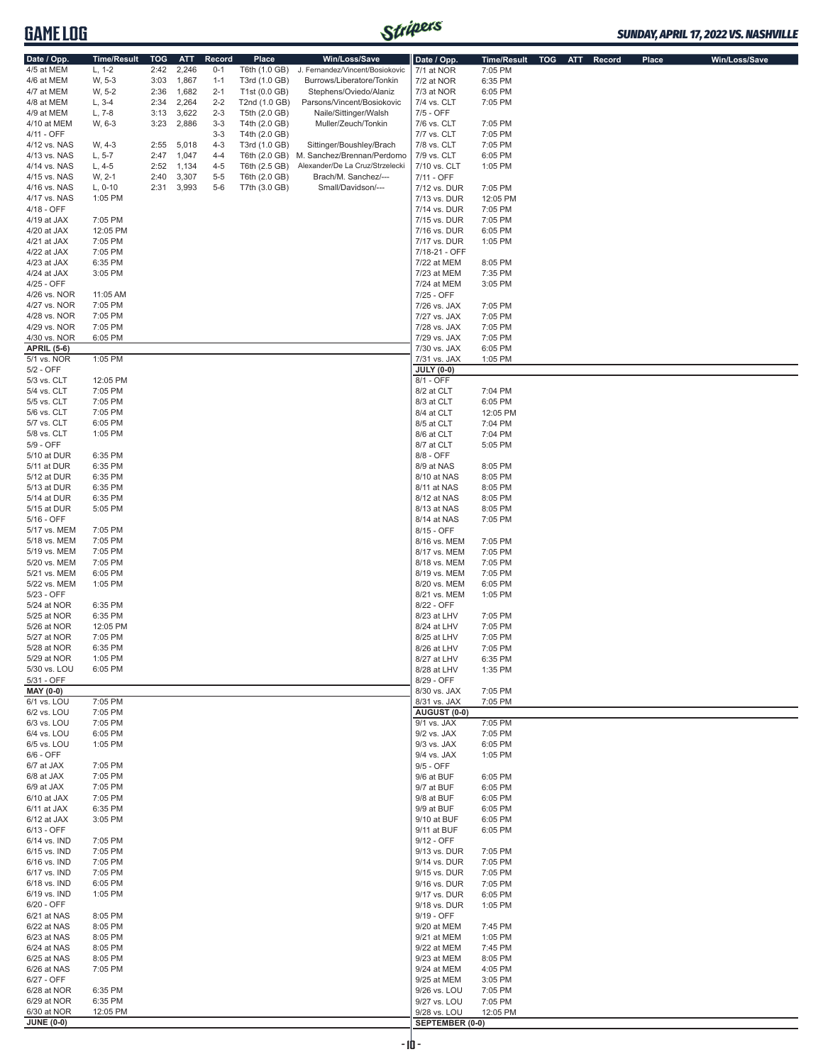# GAME LOG

**SUNDAY, APRIL 17, 2022 VS. NASHVILLE**

| Date / Opp. | Time/Result | TOG | ATT | Record | Place | Win/Loss/Save |
|---|---|---|---|---|---|---|
| 4/5 at MEM | L, 1-2 | 2:42 | 2,246 | 0-1 | T6th (1.0 GB) | J. Fernandez/Vincent/Bosiokovic |
| 4/6 at MEM | W, 5-3 | 3:03 | 1,867 | 1-1 | T3rd (1.0 GB) | Burrows/Liberatore/Tonkin |
| 4/7 at MEM | W, 5-2 | 2:36 | 1,682 | 2-1 | T1st (0.0 GB) | Stephens/Oviedo/Alaniz |
| 4/8 at MEM | L, 3-4 | 2:34 | 2,264 | 2-2 | T2nd (1.0 GB) | Parsons/Vincent/Bosiokovic |
| 4/9 at MEM | L, 7-8 | 3:13 | 3,622 | 2-3 | T5th (2.0 GB) | Naile/Sittinger/Walsh |
| 4/10 at MEM | W, 6-3 | 3:23 | 2,886 | 3-3 | T4th (2.0 GB) | Muller/Zeuch/Tonkin |
| 4/11 - OFF | | | | 3-3 | T4th (2.0 GB) | |
| 4/12 vs. NAS | W, 4-3 | 2:55 | 5,018 | 4-3 | T3rd (1.0 GB) | Sittinger/Boushley/Brach |
| 4/13 vs. NAS | L, 5-7 | 2:47 | 1,047 | 4-4 | T6th (2.0 GB) | M. Sanchez/Brennan/Perdomo |
| 4/14 vs. NAS | L, 4-5 | 2:52 | 1,134 | 4-5 | T6th (2.5 GB) | Alexander/De La Cruz/Strzelecki |
| 4/15 vs. NAS | W, 2-1 | 2:40 | 3,307 | 5-5 | T6th (2.0 GB) | Brach/M. Sanchez/--- |
| 4/16 vs. NAS | L, 0-10 | 2:31 | 3,993 | 5-6 | T7th (3.0 GB) | Small/Davidson/--- |
| 4/17 vs. NAS | 1:05 PM | | | | | |
| 4/18 - OFF | | | | | | |
| 4/19 at JAX | 7:05 PM | | | | | |
| 4/20 at JAX | 12:05 PM | | | | | |
| 4/21 at JAX | 7:05 PM | | | | | |
| 4/22 at JAX | 7:05 PM | | | | | |
| 4/23 at JAX | 6:35 PM | | | | | |
| 4/24 at JAX | 3:05 PM | | | | | |
| 4/25 - OFF | | | | | | |
| 4/26 vs. NOR | 11:05 AM | | | | | |
| 4/27 vs. NOR | 7:05 PM | | | | | |
| 4/28 vs. NOR | 7:05 PM | | | | | |
| 4/29 vs. NOR | 7:05 PM | | | | | |
| 4/30 vs. NOR | 6:05 PM | | | | | |
| **APRIL (5-6)** | | | | | | |
| 5/1 vs. NOR | 1:05 PM | | | | | |
| 5/2 - OFF | | | | | | |
| 5/3 vs. CLT | 12:05 PM | | | | | |
| 5/4 vs. CLT | 7:05 PM | | | | | |
| 5/5 vs. CLT | 7:05 PM | | | | | |
| 5/6 vs. CLT | 7:05 PM | | | | | |
| 5/7 vs. CLT | 6:05 PM | | | | | |
| 5/8 vs. CLT | 1:05 PM | | | | | |
| 5/9 - OFF | | | | | | |
| 5/10 at DUR | 6:35 PM | | | | | |
| 5/11 at DUR | 6:35 PM | | | | | |
| 5/12 at DUR | 6:35 PM | | | | | |
| 5/13 at DUR | 6:35 PM | | | | | |
| 5/14 at DUR | 6:35 PM | | | | | |
| 5/15 at DUR | 5:05 PM | | | | | |
| 5/16 - OFF | | | | | | |
| 5/17 vs. MEM | 7:05 PM | | | | | |
| 5/18 vs. MEM | 7:05 PM | | | | | |
| 5/19 vs. MEM | 7:05 PM | | | | | |
| 5/20 vs. MEM | 7:05 PM | | | | | |
| 5/21 vs. MEM | 6:05 PM | | | | | |
| 5/22 vs. MEM | 1:05 PM | | | | | |
| 5/23 - OFF | | | | | | |
| 5/24 at NOR | 6:35 PM | | | | | |
| 5/25 at NOR | 6:35 PM | | | | | |
| 5/26 at NOR | 12:05 PM | | | | | |
| 5/27 at NOR | 7:05 PM | | | | | |
| 5/28 at NOR | 6:35 PM | | | | | |
| 5/29 at NOR | 1:05 PM | | | | | |
| 5/30 vs. LOU | 6:05 PM | | | | | |
| 5/31 - OFF | | | | | | |
| **MAY (0-0)** | | | | | | |
| 6/1 vs. LOU | 7:05 PM | | | | | |
| 6/2 vs. LOU | 7:05 PM | | | | | |
| 6/3 vs. LOU | 7:05 PM | | | | | |
| 6/4 vs. LOU | 6:05 PM | | | | | |
| 6/5 vs. LOU | 1:05 PM | | | | | |
| 6/6 - OFF | | | | | | |
| 6/7 at JAX | 7:05 PM | | | | | |
| 6/8 at JAX | 7:05 PM | | | | | |
| 6/9 at JAX | 7:05 PM | | | | | |
| 6/10 at JAX | 7:05 PM | | | | | |
| 6/11 at JAX | 6:35 PM | | | | | |
| 6/12 at JAX | 3:05 PM | | | | | |
| 6/13 - OFF | | | | | | |
| 6/14 vs. IND | 7:05 PM | | | | | |
| 6/15 vs. IND | 7:05 PM | | | | | |
| 6/16 vs. IND | 7:05 PM | | | | | |
| 6/17 vs. IND | 7:05 PM | | | | | |
| 6/18 vs. IND | 6:05 PM | | | | | |
| 6/19 vs. IND | 1:05 PM | | | | | |
| 6/20 - OFF | | | | | | |
| 6/21 at NAS | 8:05 PM | | | | | |
| 6/22 at NAS | 8:05 PM | | | | | |
| 6/23 at NAS | 8:05 PM | | | | | |
| 6/24 at NAS | 8:05 PM | | | | | |
| 6/25 at NAS | 8:05 PM | | | | | |
| 6/26 at NAS | 7:05 PM | | | | | |
| 6/27 - OFF | | | | | | |
| 6/28 at NOR | 6:35 PM | | | | | |
| 6/29 at NOR | 6:35 PM | | | | | |
| 6/30 at NOR | 12:05 PM | | | | | |
| **JUNE (0-0)** | | | | | | |

| Date / Opp. | Time/Result | TOG | ATT | Record | Place | Win/Loss/Save |
|---|---|---|---|---|---|---|
| 7/1 at NOR | 7:05 PM | | | | | |
| 7/2 at NOR | 6:35 PM | | | | | |
| 7/3 at NOR | 6:05 PM | | | | | |
| 7/4 vs. CLT | 7:05 PM | | | | | |
| 7/5 - OFF | | | | | | |
| 7/6 vs. CLT | 7:05 PM | | | | | |
| 7/7 vs. CLT | 7:05 PM | | | | | |
| 7/8 vs. CLT | 7:05 PM | | | | | |
| 7/9 vs. CLT | 6:05 PM | | | | | |
| 7/10 vs. CLT | 1:05 PM | | | | | |
| 7/11 - OFF | | | | | | |
| 7/12 vs. DUR | 7:05 PM | | | | | |
| 7/13 vs. DUR | 12:05 PM | | | | | |
| 7/14 vs. DUR | 7:05 PM | | | | | |
| 7/15 vs. DUR | 7:05 PM | | | | | |
| 7/16 vs. DUR | 6:05 PM | | | | | |
| 7/17 vs. DUR | 1:05 PM | | | | | |
| 7/18-21 - OFF | | | | | | |
| 7/22 at MEM | 8:05 PM | | | | | |
| 7/23 at MEM | 7:35 PM | | | | | |
| 7/24 at MEM | 3:05 PM | | | | | |
| 7/25 - OFF | | | | | | |
| 7/26 vs. JAX | 7:05 PM | | | | | |
| 7/27 vs. JAX | 7:05 PM | | | | | |
| 7/28 vs. JAX | 7:05 PM | | | | | |
| 7/29 vs. JAX | 7:05 PM | | | | | |
| 7/30 vs. JAX | 6:05 PM | | | | | |
| 7/31 vs. JAX | 1:05 PM | | | | | |
| **JULY (0-0)** | | | | | | |
| 8/1 - OFF | | | | | | |
| 8/2 at CLT | 7:04 PM | | | | | |
| 8/3 at CLT | 6:05 PM | | | | | |
| 8/4 at CLT | 12:05 PM | | | | | |
| 8/5 at CLT | 7:04 PM | | | | | |
| 8/6 at CLT | 7:04 PM | | | | | |
| 8/7 at CLT | 5:05 PM | | | | | |
| 8/8 - OFF | | | | | | |
| 8/9 at NAS | 8:05 PM | | | | | |
| 8/10 at NAS | 8:05 PM | | | | | |
| 8/11 at NAS | 8:05 PM | | | | | |
| 8/12 at NAS | 8:05 PM | | | | | |
| 8/13 at NAS | 8:05 PM | | | | | |
| 8/14 at NAS | 7:05 PM | | | | | |
| 8/15 - OFF | | | | | | |
| 8/16 vs. MEM | 7:05 PM | | | | | |
| 8/17 vs. MEM | 7:05 PM | | | | | |
| 8/18 vs. MEM | 7:05 PM | | | | | |
| 8/19 vs. MEM | 7:05 PM | | | | | |
| 8/20 vs. MEM | 6:05 PM | | | | | |
| 8/21 vs. MEM | 1:05 PM | | | | | |
| 8/22 - OFF | | | | | | |
| 8/23 at LHV | 7:05 PM | | | | | |
| 8/24 at LHV | 7:05 PM | | | | | |
| 8/25 at LHV | 7:05 PM | | | | | |
| 8/26 at LHV | 7:05 PM | | | | | |
| 8/27 at LHV | 6:35 PM | | | | | |
| 8/28 at LHV | 1:35 PM | | | | | |
| 8/29 - OFF | | | | | | |
| 8/30 vs. JAX | 7:05 PM | | | | | |
| 8/31 vs. JAX | 7:05 PM | | | | | |
| **AUGUST (0-0)** | | | | | | |
| 9/1 vs. JAX | 7:05 PM | | | | | |
| 9/2 vs. JAX | 7:05 PM | | | | | |
| 9/3 vs. JAX | 6:05 PM | | | | | |
| 9/4 vs. JAX | 1:05 PM | | | | | |
| 9/5 - OFF | | | | | | |
| 9/6 at BUF | 6:05 PM | | | | | |
| 9/7 at BUF | 6:05 PM | | | | | |
| 9/8 at BUF | 6:05 PM | | | | | |
| 9/9 at BUF | 6:05 PM | | | | | |
| 9/10 at BUF | 6:05 PM | | | | | |
| 9/11 at BUF | 6:05 PM | | | | | |
| 9/12 - OFF | | | | | | |
| 9/13 vs. DUR | 7:05 PM | | | | | |
| 9/14 vs. DUR | 7:05 PM | | | | | |
| 9/15 vs. DUR | 7:05 PM | | | | | |
| 9/16 vs. DUR | 7:05 PM | | | | | |
| 9/17 vs. DUR | 6:05 PM | | | | | |
| 9/18 vs. DUR | 1:05 PM | | | | | |
| 9/19 - OFF | | | | | | |
| 9/20 at MEM | 7:45 PM | | | | | |
| 9/21 at MEM | 1:05 PM | | | | | |
| 9/22 at MEM | 7:45 PM | | | | | |
| 9/23 at MEM | 8:05 PM | | | | | |
| 9/24 at MEM | 4:05 PM | | | | | |
| 9/25 at MEM | 3:05 PM | | | | | |
| 9/26 vs. LOU | 7:05 PM | | | | | |
| 9/27 vs. LOU | 7:05 PM | | | | | |
| 9/28 vs. LOU | 12:05 PM | | | | | |
| **SEPTEMBER (0-0)** | | | | | | |